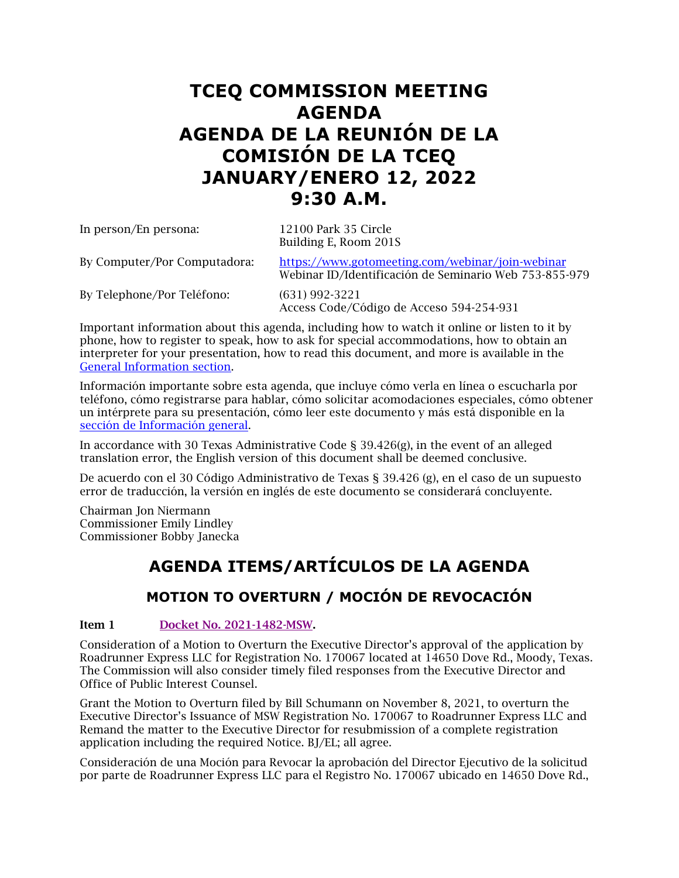# TCEQ COMMISSION MEETING AGENDA
# AGENDA DE LA REUNIÓN DE LA COMISIÓN DE LA TCEQ
# JANUARY/ENERO 12, 2022
# 9:30 A.M.

In person/En persona: 12100 Park 35 Circle
Building E, Room 201S

By Computer/Por Computadora: https://www.gotomeeting.com/webinar/join-webinar
Webinar ID/Identificación de Seminario Web 753-855-979

By Telephone/Por Teléfono: (631) 992-3221
Access Code/Código de Acceso 594-254-931

Important information about this agenda, including how to watch it online or listen to it by phone, how to register to speak, how to ask for special accommodations, how to obtain an interpreter for your presentation, how to read this document, and more is available in the General Information section.

Información importante sobre esta agenda, que incluye cómo verla en línea o escucharla por teléfono, cómo registrarse para hablar, cómo solicitar acomodaciones especiales, cómo obtener un intérprete para su presentación, cómo leer este documento y más está disponible en la sección de Información general.

In accordance with 30 Texas Administrative Code § 39.426(g), in the event of an alleged translation error, the English version of this document shall be deemed conclusive.

De acuerdo con el 30 Código Administrativo de Texas § 39.426 (g), en el caso de un supuesto error de traducción, la versión en inglés de este documento se considerará concluyente.

Chairman Jon Niermann
Commissioner Emily Lindley
Commissioner Bobby Janecka

## AGENDA ITEMS/ARTÍCULOS DE LA AGENDA

### MOTION TO OVERTURN / MOCIÓN DE REVOCACIÓN

**Item 1** **Docket No. 2021-1482-MSW.**

Consideration of a Motion to Overturn the Executive Director's approval of the application by Roadrunner Express LLC for Registration No. 170067 located at 14650 Dove Rd., Moody, Texas. The Commission will also consider timely filed responses from the Executive Director and Office of Public Interest Counsel.

Grant the Motion to Overturn filed by Bill Schumann on November 8, 2021, to overturn the Executive Director's Issuance of MSW Registration No. 170067 to Roadrunner Express LLC and Remand the matter to the Executive Director for resubmission of a complete registration application including the required Notice. BJ/EL; all agree.

Consideración de una Moción para Revocar la aprobación del Director Ejecutivo de la solicitud por parte de Roadrunner Express LLC para el Registro No. 170067 ubicado en 14650 Dove Rd.,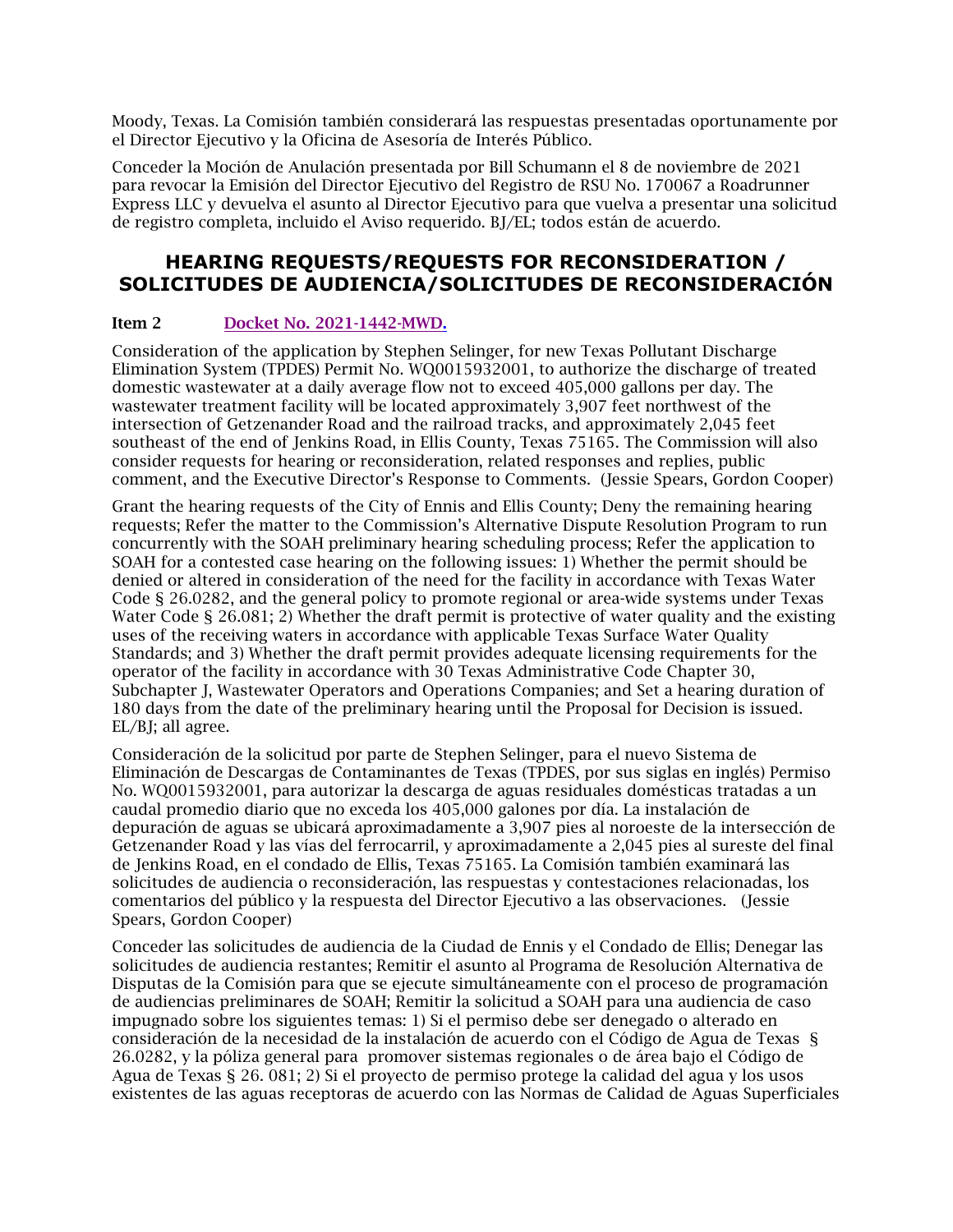Moody, Texas. La Comisión también considerará las respuestas presentadas oportunamente por el Director Ejecutivo y la Oficina de Asesoría de Interés Público.

Conceder la Moción de Anulación presentada por Bill Schumann el 8 de noviembre de 2021 para revocar la Emisión del Director Ejecutivo del Registro de RSU No. 170067 a Roadrunner Express LLC y devuelva el asunto al Director Ejecutivo para que vuelva a presentar una solicitud de registro completa, incluido el Aviso requerido. BJ/EL; todos están de acuerdo.

## HEARING REQUESTS/REQUESTS FOR RECONSIDERATION / SOLICITUDES DE AUDIENCIA/SOLICITUDES DE RECONSIDERACIÓN

**Item 2** [Docket No. 2021-1442-MWD.]

Consideration of the application by Stephen Selinger, for new Texas Pollutant Discharge Elimination System (TPDES) Permit No. WQ0015932001, to authorize the discharge of treated domestic wastewater at a daily average flow not to exceed 405,000 gallons per day. The wastewater treatment facility will be located approximately 3,907 feet northwest of the intersection of Getzenander Road and the railroad tracks, and approximately 2,045 feet southeast of the end of Jenkins Road, in Ellis County, Texas 75165. The Commission will also consider requests for hearing or reconsideration, related responses and replies, public comment, and the Executive Director's Response to Comments. (Jessie Spears, Gordon Cooper)

Grant the hearing requests of the City of Ennis and Ellis County; Deny the remaining hearing requests; Refer the matter to the Commission's Alternative Dispute Resolution Program to run concurrently with the SOAH preliminary hearing scheduling process; Refer the application to SOAH for a contested case hearing on the following issues: 1) Whether the permit should be denied or altered in consideration of the need for the facility in accordance with Texas Water Code § 26.0282, and the general policy to promote regional or area-wide systems under Texas Water Code § 26.081; 2) Whether the draft permit is protective of water quality and the existing uses of the receiving waters in accordance with applicable Texas Surface Water Quality Standards; and 3) Whether the draft permit provides adequate licensing requirements for the operator of the facility in accordance with 30 Texas Administrative Code Chapter 30, Subchapter J, Wastewater Operators and Operations Companies; and Set a hearing duration of 180 days from the date of the preliminary hearing until the Proposal for Decision is issued. EL/BJ; all agree.

Consideración de la solicitud por parte de Stephen Selinger, para el nuevo Sistema de Eliminación de Descargas de Contaminantes de Texas (TPDES, por sus siglas en inglés) Permiso No. WQ0015932001, para autorizar la descarga de aguas residuales domésticas tratadas a un caudal promedio diario que no exceda los 405,000 galones por día. La instalación de depuración de aguas se ubicará aproximadamente a 3,907 pies al noroeste de la intersección de Getzenander Road y las vías del ferrocarril, y aproximadamente a 2,045 pies al sureste del final de Jenkins Road, en el condado de Ellis, Texas 75165. La Comisión también examinará las solicitudes de audiencia o reconsideración, las respuestas y contestaciones relacionadas, los comentarios del público y la respuesta del Director Ejecutivo a las observaciones. (Jessie Spears, Gordon Cooper)

Conceder las solicitudes de audiencia de la Ciudad de Ennis y el Condado de Ellis; Denegar las solicitudes de audiencia restantes; Remitir el asunto al Programa de Resolución Alternativa de Disputas de la Comisión para que se ejecute simultáneamente con el proceso de programación de audiencias preliminares de SOAH; Remitir la solicitud a SOAH para una audiencia de caso impugnado sobre los siguientes temas: 1) Si el permiso debe ser denegado o alterado en consideración de la necesidad de la instalación de acuerdo con el Código de Agua de Texas § 26.0282, y la póliza general para promover sistemas regionales o de área bajo el Código de Agua de Texas § 26. 081; 2) Si el proyecto de permiso protege la calidad del agua y los usos existentes de las aguas receptoras de acuerdo con las Normas de Calidad de Aguas Superficiales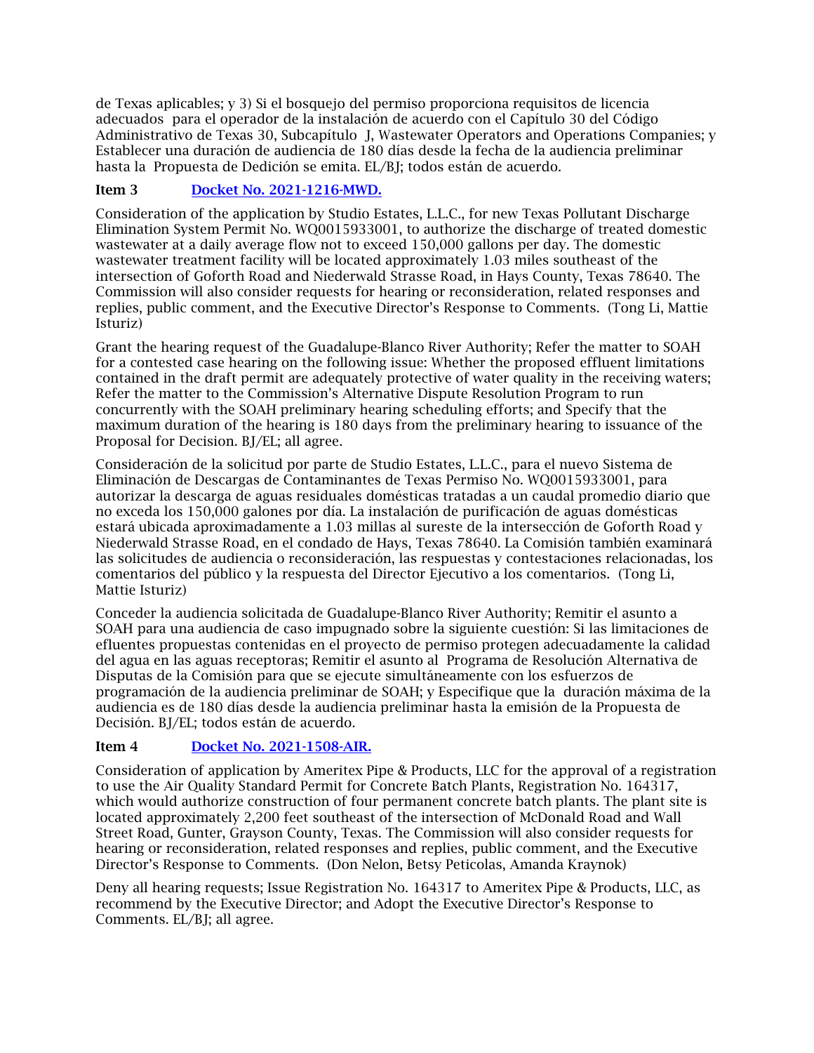de Texas aplicables; y 3) Si el bosquejo del permiso proporciona requisitos de licencia adecuados para el operador de la instalación de acuerdo con el Capítulo 30 del Código Administrativo de Texas 30, Subcapítulo J, Wastewater Operators and Operations Companies; y Establecer una duración de audiencia de 180 días desde la fecha de la audiencia preliminar hasta la Propuesta de Dedición se emita. EL/BJ; todos están de acuerdo.

**Item 3** [Docket No. 2021-1216-MWD.]

Consideration of the application by Studio Estates, L.L.C., for new Texas Pollutant Discharge Elimination System Permit No. WQ0015933001, to authorize the discharge of treated domestic wastewater at a daily average flow not to exceed 150,000 gallons per day. The domestic wastewater treatment facility will be located approximately 1.03 miles southeast of the intersection of Goforth Road and Niederwald Strasse Road, in Hays County, Texas 78640. The Commission will also consider requests for hearing or reconsideration, related responses and replies, public comment, and the Executive Director's Response to Comments. (Tong Li, Mattie Isturiz)

Grant the hearing request of the Guadalupe-Blanco River Authority; Refer the matter to SOAH for a contested case hearing on the following issue: Whether the proposed effluent limitations contained in the draft permit are adequately protective of water quality in the receiving waters; Refer the matter to the Commission's Alternative Dispute Resolution Program to run concurrently with the SOAH preliminary hearing scheduling efforts; and Specify that the maximum duration of the hearing is 180 days from the preliminary hearing to issuance of the Proposal for Decision. BJ/EL; all agree.

Consideración de la solicitud por parte de Studio Estates, L.L.C., para el nuevo Sistema de Eliminación de Descargas de Contaminantes de Texas Permiso No. WQ0015933001, para autorizar la descarga de aguas residuales domésticas tratadas a un caudal promedio diario que no exceda los 150,000 galones por día. La instalación de purificación de aguas domésticas estará ubicada aproximadamente a 1.03 millas al sureste de la intersección de Goforth Road y Niederwald Strasse Road, en el condado de Hays, Texas 78640. La Comisión también examinará las solicitudes de audiencia o reconsideración, las respuestas y contestaciones relacionadas, los comentarios del público y la respuesta del Director Ejecutivo a los comentarios. (Tong Li, Mattie Isturiz)

Conceder la audiencia solicitada de Guadalupe-Blanco River Authority; Remitir el asunto a SOAH para una audiencia de caso impugnado sobre la siguiente cuestión: Si las limitaciones de efluentes propuestas contenidas en el proyecto de permiso protegen adecuadamente la calidad del agua en las aguas receptoras; Remitir el asunto al Programa de Resolución Alternativa de Disputas de la Comisión para que se ejecute simultáneamente con los esfuerzos de programación de la audiencia preliminar de SOAH; y Especifique que la duración máxima de la audiencia es de 180 días desde la audiencia preliminar hasta la emisión de la Propuesta de Decisión. BJ/EL; todos están de acuerdo.

**Item 4** [Docket No. 2021-1508-AIR.]

Consideration of application by Ameritex Pipe & Products, LLC for the approval of a registration to use the Air Quality Standard Permit for Concrete Batch Plants, Registration No. 164317, which would authorize construction of four permanent concrete batch plants. The plant site is located approximately 2,200 feet southeast of the intersection of McDonald Road and Wall Street Road, Gunter, Grayson County, Texas. The Commission will also consider requests for hearing or reconsideration, related responses and replies, public comment, and the Executive Director's Response to Comments. (Don Nelon, Betsy Peticolas, Amanda Kraynok)

Deny all hearing requests; Issue Registration No. 164317 to Ameritex Pipe & Products, LLC, as recommend by the Executive Director; and Adopt the Executive Director's Response to Comments. EL/BJ; all agree.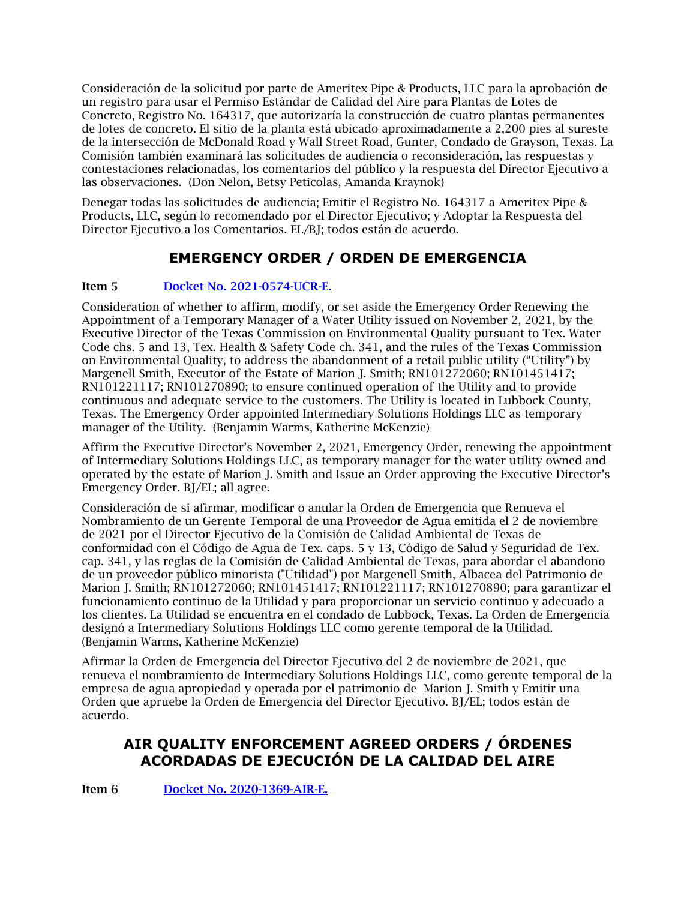Consideración de la solicitud por parte de Ameritex Pipe & Products, LLC para la aprobación de un registro para usar el Permiso Estándar de Calidad del Aire para Plantas de Lotes de Concreto, Registro No. 164317, que autorizaría la construcción de cuatro plantas permanentes de lotes de concreto. El sitio de la planta está ubicado aproximadamente a 2,200 pies al sureste de la intersección de McDonald Road y Wall Street Road, Gunter, Condado de Grayson, Texas. La Comisión también examinará las solicitudes de audiencia o reconsideración, las respuestas y contestaciones relacionadas, los comentarios del público y la respuesta del Director Ejecutivo a las observaciones. (Don Nelon, Betsy Peticolas, Amanda Kraynok)

Denegar todas las solicitudes de audiencia; Emitir el Registro No. 164317 a Ameritex Pipe & Products, LLC, según lo recomendado por el Director Ejecutivo; y Adoptar la Respuesta del Director Ejecutivo a los Comentarios. EL/BJ; todos están de acuerdo.

## EMERGENCY ORDER / ORDEN DE EMERGENCIA

**Item 5** [Docket No. 2021-0574-UCR-E.]

Consideration of whether to affirm, modify, or set aside the Emergency Order Renewing the Appointment of a Temporary Manager of a Water Utility issued on November 2, 2021, by the Executive Director of the Texas Commission on Environmental Quality pursuant to Tex. Water Code chs. 5 and 13, Tex. Health & Safety Code ch. 341, and the rules of the Texas Commission on Environmental Quality, to address the abandonment of a retail public utility ("Utility") by Margenell Smith, Executor of the Estate of Marion J. Smith; RN101272060; RN101451417; RN101221117; RN101270890; to ensure continued operation of the Utility and to provide continuous and adequate service to the customers. The Utility is located in Lubbock County, Texas. The Emergency Order appointed Intermediary Solutions Holdings LLC as temporary manager of the Utility. (Benjamin Warms, Katherine McKenzie)

Affirm the Executive Director's November 2, 2021, Emergency Order, renewing the appointment of Intermediary Solutions Holdings LLC, as temporary manager for the water utility owned and operated by the estate of Marion J. Smith and Issue an Order approving the Executive Director's Emergency Order. BJ/EL; all agree.

Consideración de si afirmar, modificar o anular la Orden de Emergencia que Renueva el Nombramiento de un Gerente Temporal de una Proveedor de Agua emitida el 2 de noviembre de 2021 por el Director Ejecutivo de la Comisión de Calidad Ambiental de Texas de conformidad con el Código de Agua de Tex. caps. 5 y 13, Código de Salud y Seguridad de Tex. cap. 341, y las reglas de la Comisión de Calidad Ambiental de Texas, para abordar el abandono de un proveedor público minorista ("Utilidad") por Margenell Smith, Albacea del Patrimonio de Marion J. Smith; RN101272060; RN101451417; RN101221117; RN101270890; para garantizar el funcionamiento continuo de la Utilidad y para proporcionar un servicio continuo y adecuado a los clientes. La Utilidad se encuentra en el condado de Lubbock, Texas. La Orden de Emergencia designó a Intermediary Solutions Holdings LLC como gerente temporal de la Utilidad. (Benjamin Warms, Katherine McKenzie)

Afirmar la Orden de Emergencia del Director Ejecutivo del 2 de noviembre de 2021, que renueva el nombramiento de Intermediary Solutions Holdings LLC, como gerente temporal de la empresa de agua apropiedad y operada por el patrimonio de Marion J. Smith y Emitir una Orden que apruebe la Orden de Emergencia del Director Ejecutivo. BJ/EL; todos están de acuerdo.

## AIR QUALITY ENFORCEMENT AGREED ORDERS / ÓRDENES ACORDADAS DE EJECUCIÓN DE LA CALIDAD DEL AIRE

**Item 6** [Docket No. 2020-1369-AIR-E.]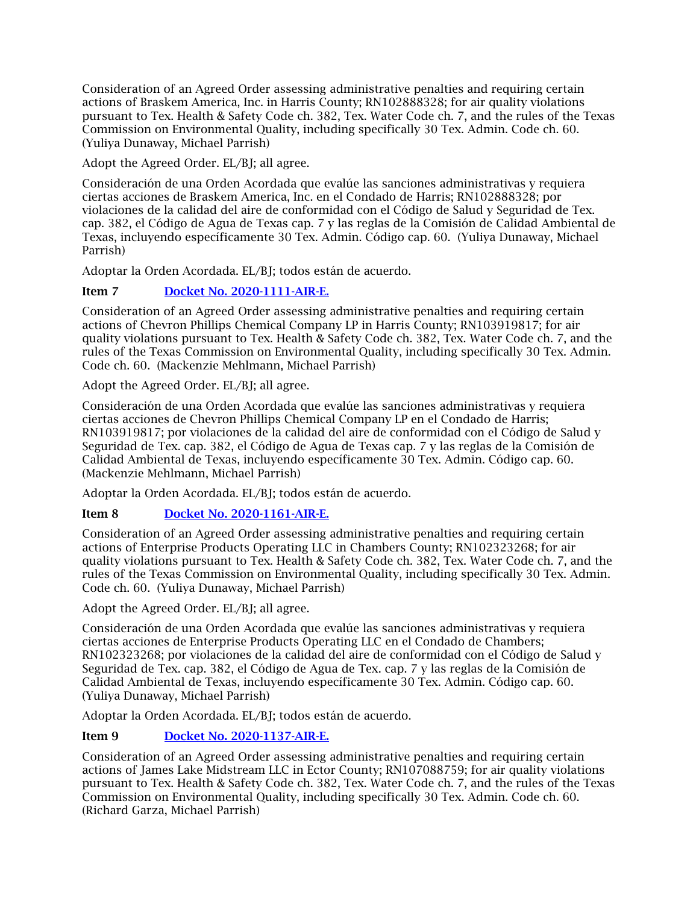Consideration of an Agreed Order assessing administrative penalties and requiring certain actions of Braskem America, Inc. in Harris County; RN102888328; for air quality violations pursuant to Tex. Health & Safety Code ch. 382, Tex. Water Code ch. 7, and the rules of the Texas Commission on Environmental Quality, including specifically 30 Tex. Admin. Code ch. 60. (Yuliya Dunaway, Michael Parrish)

Adopt the Agreed Order. EL/BJ; all agree.

Consideración de una Orden Acordada que evalúe las sanciones administrativas y requiera ciertas acciones de Braskem America, Inc. en el Condado de Harris; RN102888328; por violaciones de la calidad del aire de conformidad con el Código de Salud y Seguridad de Tex. cap. 382, el Código de Agua de Texas cap. 7 y las reglas de la Comisión de Calidad Ambiental de Texas, incluyendo específicamente 30 Tex. Admin. Código cap. 60. (Yuliya Dunaway, Michael Parrish)

Adoptar la Orden Acordada. EL/BJ; todos están de acuerdo.

**Item 7** [Docket No. 2020-1111-AIR-E.]

Consideration of an Agreed Order assessing administrative penalties and requiring certain actions of Chevron Phillips Chemical Company LP in Harris County; RN103919817; for air quality violations pursuant to Tex. Health & Safety Code ch. 382, Tex. Water Code ch. 7, and the rules of the Texas Commission on Environmental Quality, including specifically 30 Tex. Admin. Code ch. 60. (Mackenzie Mehlmann, Michael Parrish)

Adopt the Agreed Order. EL/BJ; all agree.

Consideración de una Orden Acordada que evalúe las sanciones administrativas y requiera ciertas acciones de Chevron Phillips Chemical Company LP en el Condado de Harris; RN103919817; por violaciones de la calidad del aire de conformidad con el Código de Salud y Seguridad de Tex. cap. 382, el Código de Agua de Texas cap. 7 y las reglas de la Comisión de Calidad Ambiental de Texas, incluyendo específicamente 30 Tex. Admin. Código cap. 60. (Mackenzie Mehlmann, Michael Parrish)

Adoptar la Orden Acordada. EL/BJ; todos están de acuerdo.

**Item 8** [Docket No. 2020-1161-AIR-E.]

Consideration of an Agreed Order assessing administrative penalties and requiring certain actions of Enterprise Products Operating LLC in Chambers County; RN102323268; for air quality violations pursuant to Tex. Health & Safety Code ch. 382, Tex. Water Code ch. 7, and the rules of the Texas Commission on Environmental Quality, including specifically 30 Tex. Admin. Code ch. 60. (Yuliya Dunaway, Michael Parrish)

Adopt the Agreed Order. EL/BJ; all agree.

Consideración de una Orden Acordada que evalúe las sanciones administrativas y requiera ciertas acciones de Enterprise Products Operating LLC en el Condado de Chambers; RN102323268; por violaciones de la calidad del aire de conformidad con el Código de Salud y Seguridad de Tex. cap. 382, el Código de Agua de Tex. cap. 7 y las reglas de la Comisión de Calidad Ambiental de Texas, incluyendo específicamente 30 Tex. Admin. Código cap. 60. (Yuliya Dunaway, Michael Parrish)

Adoptar la Orden Acordada. EL/BJ; todos están de acuerdo.

**Item 9** [Docket No. 2020-1137-AIR-E.]

Consideration of an Agreed Order assessing administrative penalties and requiring certain actions of James Lake Midstream LLC in Ector County; RN107088759; for air quality violations pursuant to Tex. Health & Safety Code ch. 382, Tex. Water Code ch. 7, and the rules of the Texas Commission on Environmental Quality, including specifically 30 Tex. Admin. Code ch. 60. (Richard Garza, Michael Parrish)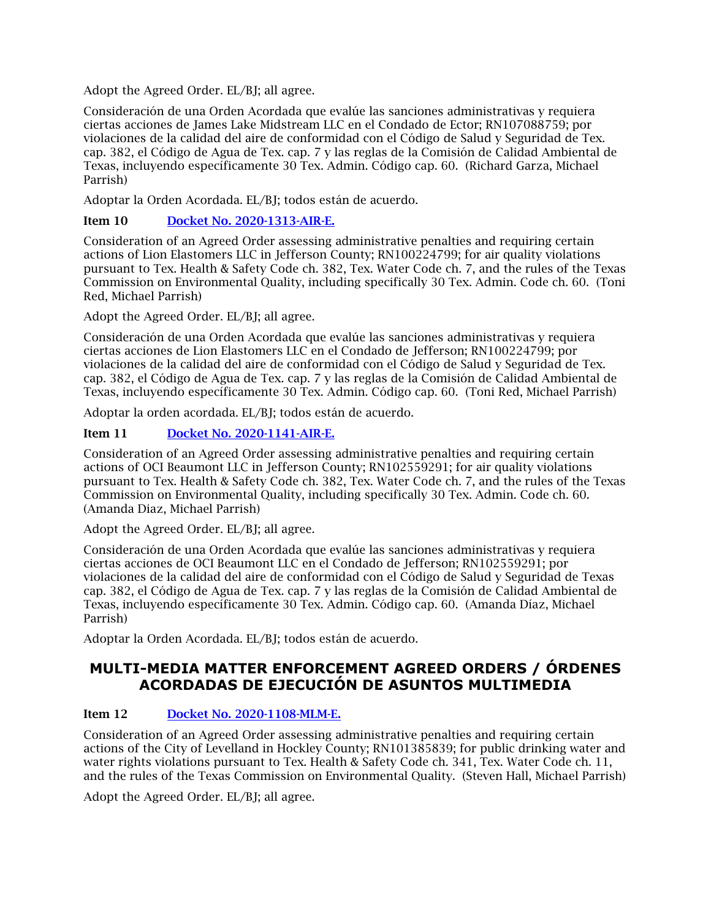Adopt the Agreed Order. EL/BJ; all agree.

Consideración de una Orden Acordada que evalúe las sanciones administrativas y requiera ciertas acciones de James Lake Midstream LLC en el Condado de Ector; RN107088759; por violaciones de la calidad del aire de conformidad con el Código de Salud y Seguridad de Tex. cap. 382, el Código de Agua de Tex. cap. 7 y las reglas de la Comisión de Calidad Ambiental de Texas, incluyendo específicamente 30 Tex. Admin. Código cap. 60. (Richard Garza, Michael Parrish)

Adoptar la Orden Acordada. EL/BJ; todos están de acuerdo.

**Item 10** [Docket No. 2020-1313-AIR-E.]

Consideration of an Agreed Order assessing administrative penalties and requiring certain actions of Lion Elastomers LLC in Jefferson County; RN100224799; for air quality violations pursuant to Tex. Health & Safety Code ch. 382, Tex. Water Code ch. 7, and the rules of the Texas Commission on Environmental Quality, including specifically 30 Tex. Admin. Code ch. 60. (Toni Red, Michael Parrish)

Adopt the Agreed Order. EL/BJ; all agree.

Consideración de una Orden Acordada que evalúe las sanciones administrativas y requiera ciertas acciones de Lion Elastomers LLC en el Condado de Jefferson; RN100224799; por violaciones de la calidad del aire de conformidad con el Código de Salud y Seguridad de Tex. cap. 382, el Código de Agua de Tex. cap. 7 y las reglas de la Comisión de Calidad Ambiental de Texas, incluyendo específicamente 30 Tex. Admin. Código cap. 60. (Toni Red, Michael Parrish)

Adoptar la orden acordada. EL/BJ; todos están de acuerdo.

**Item 11** [Docket No. 2020-1141-AIR-E.]

Consideration of an Agreed Order assessing administrative penalties and requiring certain actions of OCI Beaumont LLC in Jefferson County; RN102559291; for air quality violations pursuant to Tex. Health & Safety Code ch. 382, Tex. Water Code ch. 7, and the rules of the Texas Commission on Environmental Quality, including specifically 30 Tex. Admin. Code ch. 60. (Amanda Diaz, Michael Parrish)

Adopt the Agreed Order. EL/BJ; all agree.

Consideración de una Orden Acordada que evalúe las sanciones administrativas y requiera ciertas acciones de OCI Beaumont LLC en el Condado de Jefferson; RN102559291; por violaciones de la calidad del aire de conformidad con el Código de Salud y Seguridad de Texas cap. 382, el Código de Agua de Tex. cap. 7 y las reglas de la Comisión de Calidad Ambiental de Texas, incluyendo específicamente 30 Tex. Admin. Código cap. 60. (Amanda Díaz, Michael Parrish)

Adoptar la Orden Acordada. EL/BJ; todos están de acuerdo.

## MULTI-MEDIA MATTER ENFORCEMENT AGREED ORDERS / ÓRDENES ACORDADAS DE EJECUCIÓN DE ASUNTOS MULTIMEDIA

**Item 12** [Docket No. 2020-1108-MLM-E.]

Consideration of an Agreed Order assessing administrative penalties and requiring certain actions of the City of Levelland in Hockley County; RN101385839; for public drinking water and water rights violations pursuant to Tex. Health & Safety Code ch. 341, Tex. Water Code ch. 11, and the rules of the Texas Commission on Environmental Quality. (Steven Hall, Michael Parrish)

Adopt the Agreed Order. EL/BJ; all agree.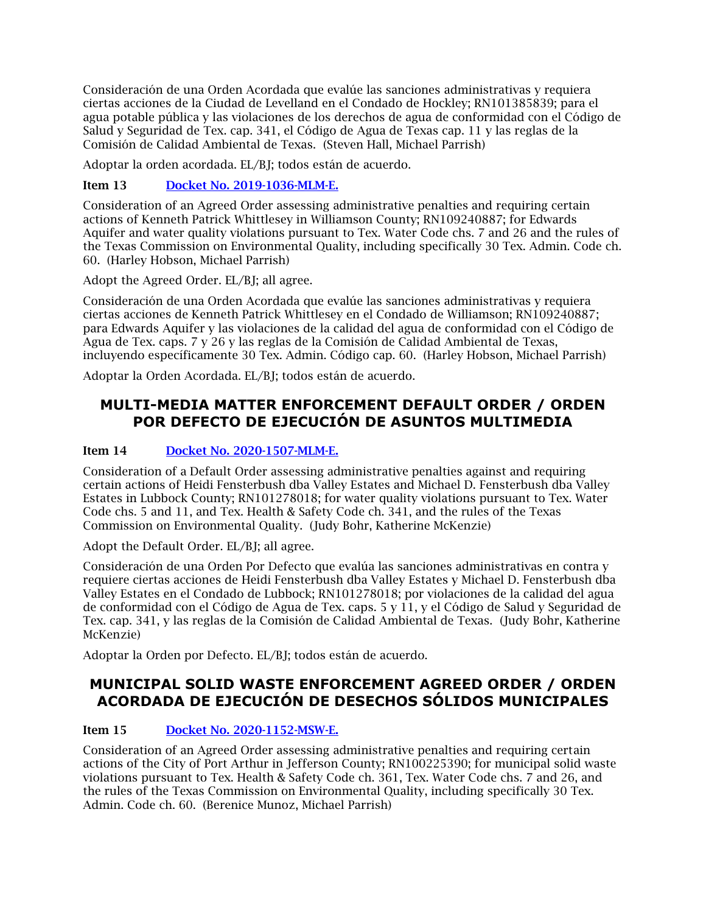Consideración de una Orden Acordada que evalúe las sanciones administrativas y requiera ciertas acciones de la Ciudad de Levelland en el Condado de Hockley; RN101385839; para el agua potable pública y las violaciones de los derechos de agua de conformidad con el Código de Salud y Seguridad de Tex. cap. 341, el Código de Agua de Texas cap. 11 y las reglas de la Comisión de Calidad Ambiental de Texas. (Steven Hall, Michael Parrish)

Adoptar la orden acordada. EL/BJ; todos están de acuerdo.

**Item 13** [Docket No. 2019-1036-MLM-E.]

Consideration of an Agreed Order assessing administrative penalties and requiring certain actions of Kenneth Patrick Whittlesey in Williamson County; RN109240887; for Edwards Aquifer and water quality violations pursuant to Tex. Water Code chs. 7 and 26 and the rules of the Texas Commission on Environmental Quality, including specifically 30 Tex. Admin. Code ch. 60. (Harley Hobson, Michael Parrish)

Adopt the Agreed Order. EL/BJ; all agree.

Consideración de una Orden Acordada que evalúe las sanciones administrativas y requiera ciertas acciones de Kenneth Patrick Whittlesey en el Condado de Williamson; RN109240887; para Edwards Aquifer y las violaciones de la calidad del agua de conformidad con el Código de Agua de Tex. caps. 7 y 26 y las reglas de la Comisión de Calidad Ambiental de Texas, incluyendo específicamente 30 Tex. Admin. Código cap. 60. (Harley Hobson, Michael Parrish)

Adoptar la Orden Acordada. EL/BJ; todos están de acuerdo.

## MULTI-MEDIA MATTER ENFORCEMENT DEFAULT ORDER / ORDEN POR DEFECTO DE EJECUCIÓN DE ASUNTOS MULTIMEDIA

**Item 14** [Docket No. 2020-1507-MLM-E.]

Consideration of a Default Order assessing administrative penalties against and requiring certain actions of Heidi Fensterbush dba Valley Estates and Michael D. Fensterbush dba Valley Estates in Lubbock County; RN101278018; for water quality violations pursuant to Tex. Water Code chs. 5 and 11, and Tex. Health & Safety Code ch. 341, and the rules of the Texas Commission on Environmental Quality. (Judy Bohr, Katherine McKenzie)

Adopt the Default Order. EL/BJ; all agree.

Consideración de una Orden Por Defecto que evalúa las sanciones administrativas en contra y requiere ciertas acciones de Heidi Fensterbush dba Valley Estates y Michael D. Fensterbush dba Valley Estates en el Condado de Lubbock; RN101278018; por violaciones de la calidad del agua de conformidad con el Código de Agua de Tex. caps. 5 y 11, y el Código de Salud y Seguridad de Tex. cap. 341, y las reglas de la Comisión de Calidad Ambiental de Texas. (Judy Bohr, Katherine McKenzie)

Adoptar la Orden por Defecto. EL/BJ; todos están de acuerdo.

## MUNICIPAL SOLID WASTE ENFORCEMENT AGREED ORDER / ORDEN ACORDADA DE EJECUCIÓN DE DESECHOS SÓLIDOS MUNICIPALES

**Item 15** [Docket No. 2020-1152-MSW-E.]

Consideration of an Agreed Order assessing administrative penalties and requiring certain actions of the City of Port Arthur in Jefferson County; RN100225390; for municipal solid waste violations pursuant to Tex. Health & Safety Code ch. 361, Tex. Water Code chs. 7 and 26, and the rules of the Texas Commission on Environmental Quality, including specifically 30 Tex. Admin. Code ch. 60. (Berenice Munoz, Michael Parrish)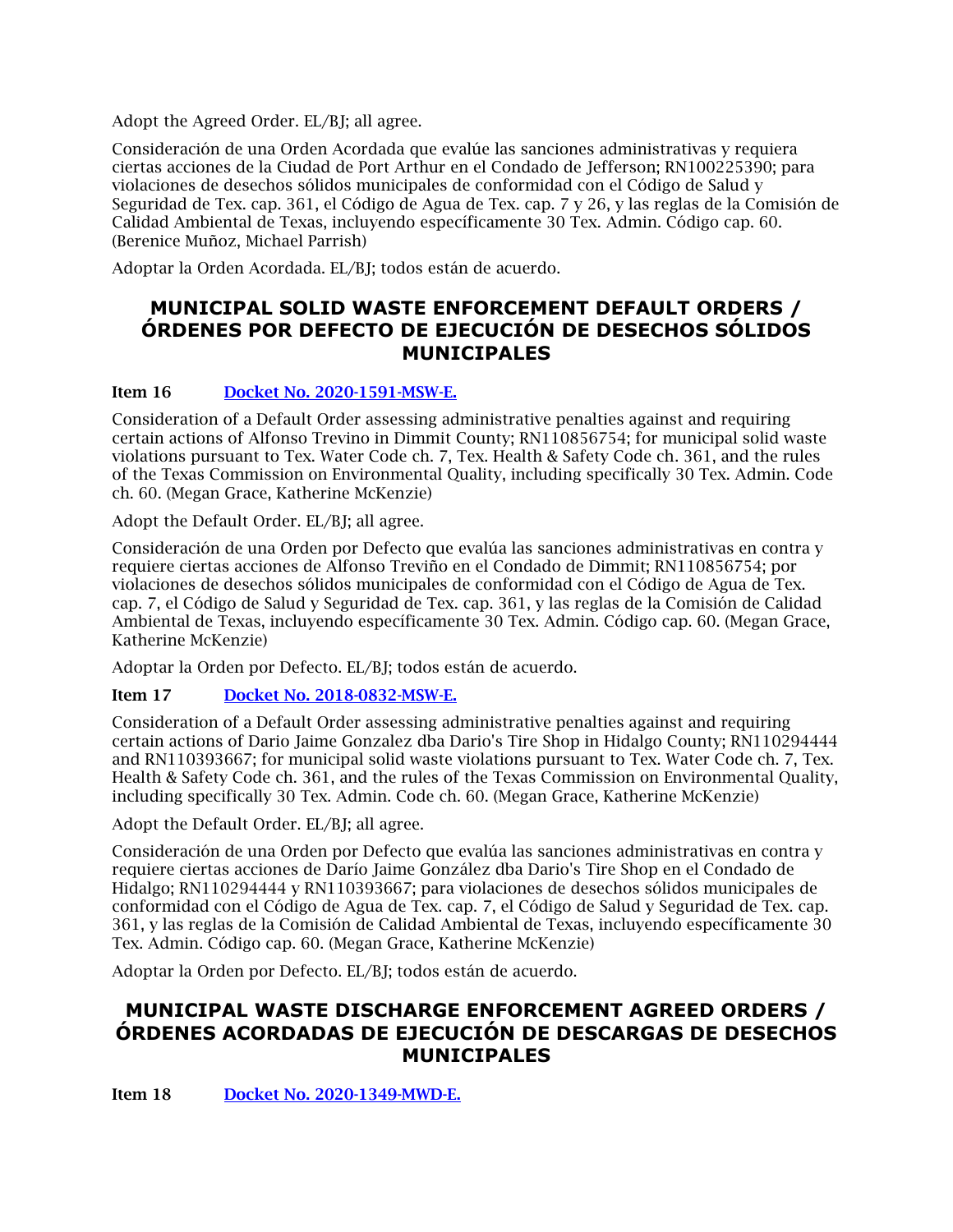Adopt the Agreed Order. EL/BJ; all agree.

Consideración de una Orden Acordada que evalúe las sanciones administrativas y requiera ciertas acciones de la Ciudad de Port Arthur en el Condado de Jefferson; RN100225390; para violaciones de desechos sólidos municipales de conformidad con el Código de Salud y Seguridad de Tex. cap. 361, el Código de Agua de Tex. cap. 7 y 26, y las reglas de la Comisión de Calidad Ambiental de Texas, incluyendo específicamente 30 Tex. Admin. Código cap. 60. (Berenice Muñoz, Michael Parrish)

Adoptar la Orden Acordada. EL/BJ; todos están de acuerdo.

## MUNICIPAL SOLID WASTE ENFORCEMENT DEFAULT ORDERS / ÓRDENES POR DEFECTO DE EJECUCIÓN DE DESECHOS SÓLIDOS MUNICIPALES

**Item 16** [Docket No. 2020-1591-MSW-E.]

Consideration of a Default Order assessing administrative penalties against and requiring certain actions of Alfonso Trevino in Dimmit County; RN110856754; for municipal solid waste violations pursuant to Tex. Water Code ch. 7, Tex. Health & Safety Code ch. 361, and the rules of the Texas Commission on Environmental Quality, including specifically 30 Tex. Admin. Code ch. 60. (Megan Grace, Katherine McKenzie)

Adopt the Default Order. EL/BJ; all agree.

Consideración de una Orden por Defecto que evalúa las sanciones administrativas en contra y requiere ciertas acciones de Alfonso Treviño en el Condado de Dimmit; RN110856754; por violaciones de desechos sólidos municipales de conformidad con el Código de Agua de Tex. cap. 7, el Código de Salud y Seguridad de Tex. cap. 361, y las reglas de la Comisión de Calidad Ambiental de Texas, incluyendo específicamente 30 Tex. Admin. Código cap. 60. (Megan Grace, Katherine McKenzie)

Adoptar la Orden por Defecto. EL/BJ; todos están de acuerdo.

**Item 17** [Docket No. 2018-0832-MSW-E.]

Consideration of a Default Order assessing administrative penalties against and requiring certain actions of Dario Jaime Gonzalez dba Dario's Tire Shop in Hidalgo County; RN110294444 and RN110393667; for municipal solid waste violations pursuant to Tex. Water Code ch. 7, Tex. Health & Safety Code ch. 361, and the rules of the Texas Commission on Environmental Quality, including specifically 30 Tex. Admin. Code ch. 60. (Megan Grace, Katherine McKenzie)

Adopt the Default Order. EL/BJ; all agree.

Consideración de una Orden por Defecto que evalúa las sanciones administrativas en contra y requiere ciertas acciones de Darío Jaime González dba Dario's Tire Shop en el Condado de Hidalgo; RN110294444 y RN110393667; para violaciones de desechos sólidos municipales de conformidad con el Código de Agua de Tex. cap. 7, el Código de Salud y Seguridad de Tex. cap. 361, y las reglas de la Comisión de Calidad Ambiental de Texas, incluyendo específicamente 30 Tex. Admin. Código cap. 60. (Megan Grace, Katherine McKenzie)

Adoptar la Orden por Defecto. EL/BJ; todos están de acuerdo.

## MUNICIPAL WASTE DISCHARGE ENFORCEMENT AGREED ORDERS / ÓRDENES ACORDADAS DE EJECUCIÓN DE DESCARGAS DE DESECHOS MUNICIPALES

**Item 18** [Docket No. 2020-1349-MWD-E.]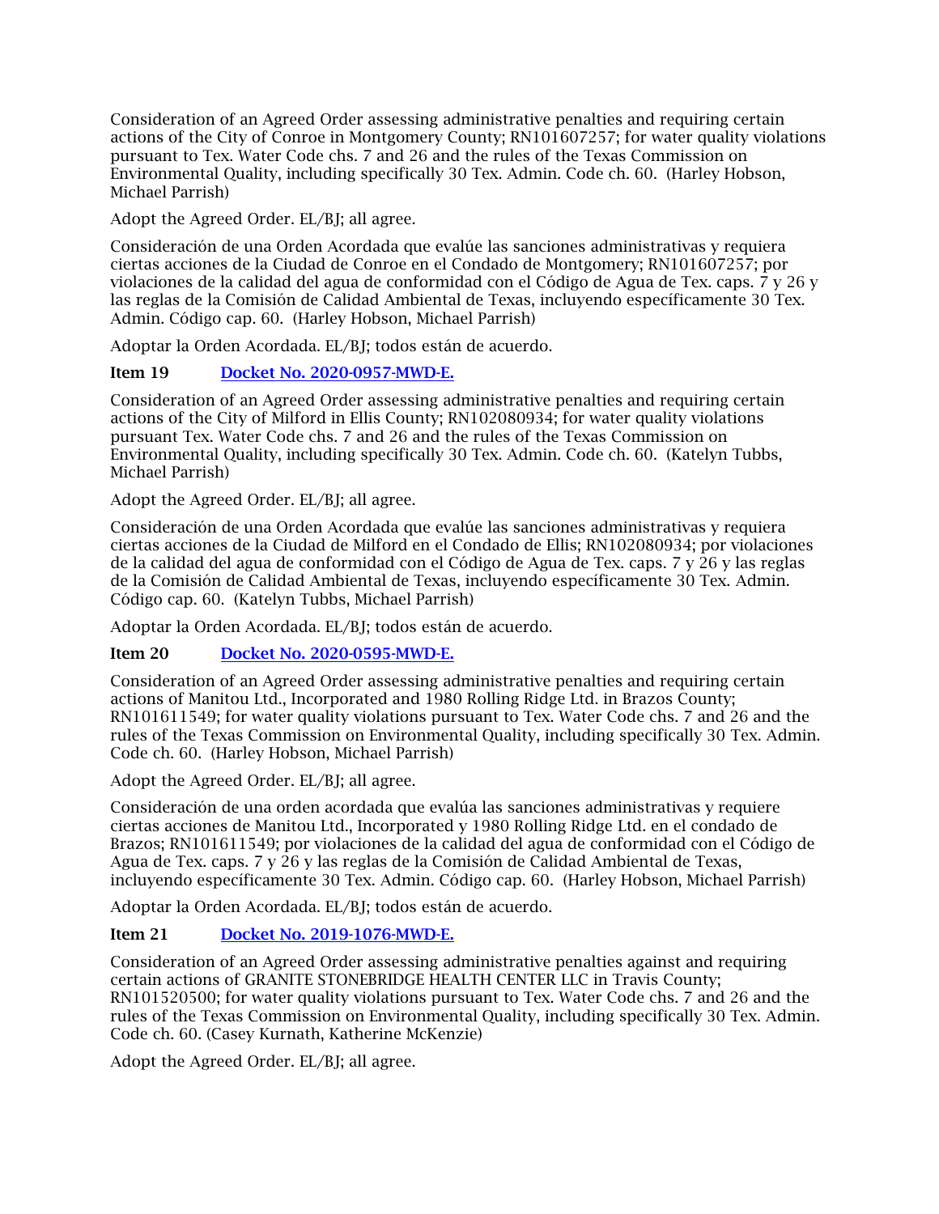Consideration of an Agreed Order assessing administrative penalties and requiring certain actions of the City of Conroe in Montgomery County; RN101607257; for water quality violations pursuant to Tex. Water Code chs. 7 and 26 and the rules of the Texas Commission on Environmental Quality, including specifically 30 Tex. Admin. Code ch. 60. (Harley Hobson, Michael Parrish)

Adopt the Agreed Order. EL/BJ; all agree.

Consideración de una Orden Acordada que evalúe las sanciones administrativas y requiera ciertas acciones de la Ciudad de Conroe en el Condado de Montgomery; RN101607257; por violaciones de la calidad del agua de conformidad con el Código de Agua de Tex. caps. 7 y 26 y las reglas de la Comisión de Calidad Ambiental de Texas, incluyendo específicamente 30 Tex. Admin. Código cap. 60. (Harley Hobson, Michael Parrish)

Adoptar la Orden Acordada. EL/BJ; todos están de acuerdo.

**Item 19** [Docket No. 2020-0957-MWD-E.]

Consideration of an Agreed Order assessing administrative penalties and requiring certain actions of the City of Milford in Ellis County; RN102080934; for water quality violations pursuant Tex. Water Code chs. 7 and 26 and the rules of the Texas Commission on Environmental Quality, including specifically 30 Tex. Admin. Code ch. 60. (Katelyn Tubbs, Michael Parrish)

Adopt the Agreed Order. EL/BJ; all agree.

Consideración de una Orden Acordada que evalúe las sanciones administrativas y requiera ciertas acciones de la Ciudad de Milford en el Condado de Ellis; RN102080934; por violaciones de la calidad del agua de conformidad con el Código de Agua de Tex. caps. 7 y 26 y las reglas de la Comisión de Calidad Ambiental de Texas, incluyendo específicamente 30 Tex. Admin. Código cap. 60. (Katelyn Tubbs, Michael Parrish)

Adoptar la Orden Acordada. EL/BJ; todos están de acuerdo.

**Item 20** [Docket No. 2020-0595-MWD-E.]

Consideration of an Agreed Order assessing administrative penalties and requiring certain actions of Manitou Ltd., Incorporated and 1980 Rolling Ridge Ltd. in Brazos County; RN101611549; for water quality violations pursuant to Tex. Water Code chs. 7 and 26 and the rules of the Texas Commission on Environmental Quality, including specifically 30 Tex. Admin. Code ch. 60. (Harley Hobson, Michael Parrish)

Adopt the Agreed Order. EL/BJ; all agree.

Consideración de una orden acordada que evalúa las sanciones administrativas y requiere ciertas acciones de Manitou Ltd., Incorporated y 1980 Rolling Ridge Ltd. en el condado de Brazos; RN101611549; por violaciones de la calidad del agua de conformidad con el Código de Agua de Tex. caps. 7 y 26 y las reglas de la Comisión de Calidad Ambiental de Texas, incluyendo específicamente 30 Tex. Admin. Código cap. 60. (Harley Hobson, Michael Parrish)

Adoptar la Orden Acordada. EL/BJ; todos están de acuerdo.

**Item 21** [Docket No. 2019-1076-MWD-E.]

Consideration of an Agreed Order assessing administrative penalties against and requiring certain actions of GRANITE STONEBRIDGE HEALTH CENTER LLC in Travis County; RN101520500; for water quality violations pursuant to Tex. Water Code chs. 7 and 26 and the rules of the Texas Commission on Environmental Quality, including specifically 30 Tex. Admin. Code ch. 60. (Casey Kurnath, Katherine McKenzie)

Adopt the Agreed Order. EL/BJ; all agree.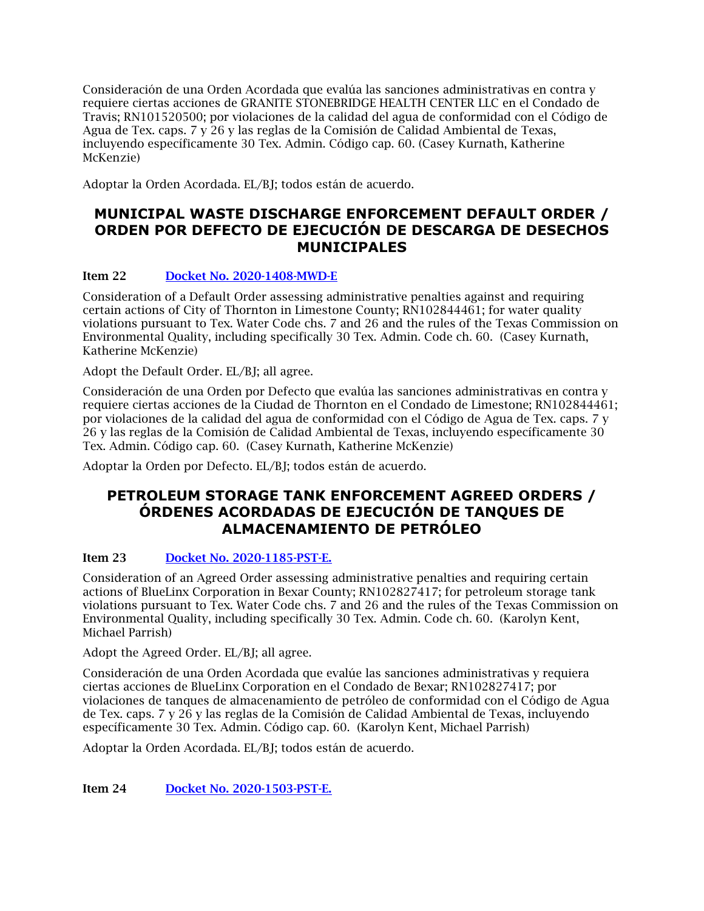Consideración de una Orden Acordada que evalúa las sanciones administrativas en contra y requiere ciertas acciones de GRANITE STONEBRIDGE HEALTH CENTER LLC en el Condado de Travis; RN101520500; por violaciones de la calidad del agua de conformidad con el Código de Agua de Tex. caps. 7 y 26 y las reglas de la Comisión de Calidad Ambiental de Texas, incluyendo específicamente 30 Tex. Admin. Código cap. 60. (Casey Kurnath, Katherine McKenzie)

Adoptar la Orden Acordada. EL/BJ; todos están de acuerdo.

## MUNICIPAL WASTE DISCHARGE ENFORCEMENT DEFAULT ORDER / ORDEN POR DEFECTO DE EJECUCIÓN DE DESCARGA DE DESECHOS MUNICIPALES

**Item 22** [Docket No. 2020-1408-MWD-E]

Consideration of a Default Order assessing administrative penalties against and requiring certain actions of City of Thornton in Limestone County; RN102844461; for water quality violations pursuant to Tex. Water Code chs. 7 and 26 and the rules of the Texas Commission on Environmental Quality, including specifically 30 Tex. Admin. Code ch. 60. (Casey Kurnath, Katherine McKenzie)

Adopt the Default Order. EL/BJ; all agree.

Consideración de una Orden por Defecto que evalúa las sanciones administrativas en contra y requiere ciertas acciones de la Ciudad de Thornton en el Condado de Limestone; RN102844461; por violaciones de la calidad del agua de conformidad con el Código de Agua de Tex. caps. 7 y 26 y las reglas de la Comisión de Calidad Ambiental de Texas, incluyendo específicamente 30 Tex. Admin. Código cap. 60. (Casey Kurnath, Katherine McKenzie)

Adoptar la Orden por Defecto. EL/BJ; todos están de acuerdo.

## PETROLEUM STORAGE TANK ENFORCEMENT AGREED ORDERS / ÓRDENES ACORDADAS DE EJECUCIÓN DE TANQUES DE ALMACENAMIENTO DE PETRÓLEO

**Item 23** [Docket No. 2020-1185-PST-E.]

Consideration of an Agreed Order assessing administrative penalties and requiring certain actions of BlueLinx Corporation in Bexar County; RN102827417; for petroleum storage tank violations pursuant to Tex. Water Code chs. 7 and 26 and the rules of the Texas Commission on Environmental Quality, including specifically 30 Tex. Admin. Code ch. 60. (Karolyn Kent, Michael Parrish)

Adopt the Agreed Order. EL/BJ; all agree.

Consideración de una Orden Acordada que evalúe las sanciones administrativas y requiera ciertas acciones de BlueLinx Corporation en el Condado de Bexar; RN102827417; por violaciones de tanques de almacenamiento de petróleo de conformidad con el Código de Agua de Tex. caps. 7 y 26 y las reglas de la Comisión de Calidad Ambiental de Texas, incluyendo específicamente 30 Tex. Admin. Código cap. 60. (Karolyn Kent, Michael Parrish)

Adoptar la Orden Acordada. EL/BJ; todos están de acuerdo.

**Item 24** [Docket No. 2020-1503-PST-E.]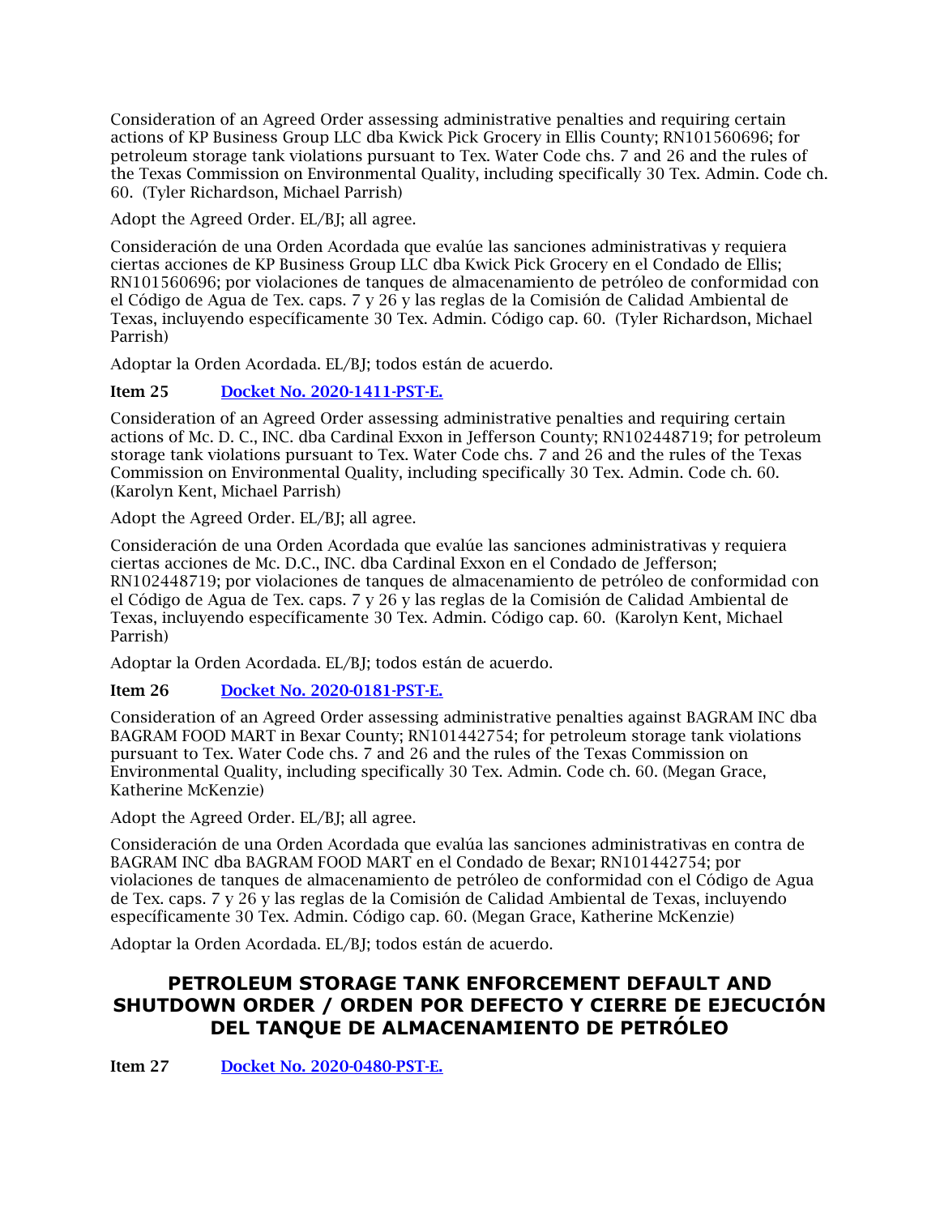Consideration of an Agreed Order assessing administrative penalties and requiring certain actions of KP Business Group LLC dba Kwick Pick Grocery in Ellis County; RN101560696; for petroleum storage tank violations pursuant to Tex. Water Code chs. 7 and 26 and the rules of the Texas Commission on Environmental Quality, including specifically 30 Tex. Admin. Code ch. 60. (Tyler Richardson, Michael Parrish)

Adopt the Agreed Order. EL/BJ; all agree.

Consideración de una Orden Acordada que evalúe las sanciones administrativas y requiera ciertas acciones de KP Business Group LLC dba Kwick Pick Grocery en el Condado de Ellis; RN101560696; por violaciones de tanques de almacenamiento de petróleo de conformidad con el Código de Agua de Tex. caps. 7 y 26 y las reglas de la Comisión de Calidad Ambiental de Texas, incluyendo específicamente 30 Tex. Admin. Código cap. 60. (Tyler Richardson, Michael Parrish)

Adoptar la Orden Acordada. EL/BJ; todos están de acuerdo.

**Item 25** [Docket No. 2020-1411-PST-E.]()

Consideration of an Agreed Order assessing administrative penalties and requiring certain actions of Mc. D. C., INC. dba Cardinal Exxon in Jefferson County; RN102448719; for petroleum storage tank violations pursuant to Tex. Water Code chs. 7 and 26 and the rules of the Texas Commission on Environmental Quality, including specifically 30 Tex. Admin. Code ch. 60. (Karolyn Kent, Michael Parrish)

Adopt the Agreed Order. EL/BJ; all agree.

Consideración de una Orden Acordada que evalúe las sanciones administrativas y requiera ciertas acciones de Mc. D.C., INC. dba Cardinal Exxon en el Condado de Jefferson; RN102448719; por violaciones de tanques de almacenamiento de petróleo de conformidad con el Código de Agua de Tex. caps. 7 y 26 y las reglas de la Comisión de Calidad Ambiental de Texas, incluyendo específicamente 30 Tex. Admin. Código cap. 60. (Karolyn Kent, Michael Parrish)

Adoptar la Orden Acordada. EL/BJ; todos están de acuerdo.

**Item 26** [Docket No. 2020-0181-PST-E.]()

Consideration of an Agreed Order assessing administrative penalties against BAGRAM INC dba BAGRAM FOOD MART in Bexar County; RN101442754; for petroleum storage tank violations pursuant to Tex. Water Code chs. 7 and 26 and the rules of the Texas Commission on Environmental Quality, including specifically 30 Tex. Admin. Code ch. 60. (Megan Grace, Katherine McKenzie)

Adopt the Agreed Order. EL/BJ; all agree.

Consideración de una Orden Acordada que evalúa las sanciones administrativas en contra de BAGRAM INC dba BAGRAM FOOD MART en el Condado de Bexar; RN101442754; por violaciones de tanques de almacenamiento de petróleo de conformidad con el Código de Agua de Tex. caps. 7 y 26 y las reglas de la Comisión de Calidad Ambiental de Texas, incluyendo específicamente 30 Tex. Admin. Código cap. 60. (Megan Grace, Katherine McKenzie)

Adoptar la Orden Acordada. EL/BJ; todos están de acuerdo.

## PETROLEUM STORAGE TANK ENFORCEMENT DEFAULT AND SHUTDOWN ORDER / ORDEN POR DEFECTO Y CIERRE DE EJECUCIÓN DEL TANQUE DE ALMACENAMIENTO DE PETRÓLEO

**Item 27** [Docket No. 2020-0480-PST-E.]()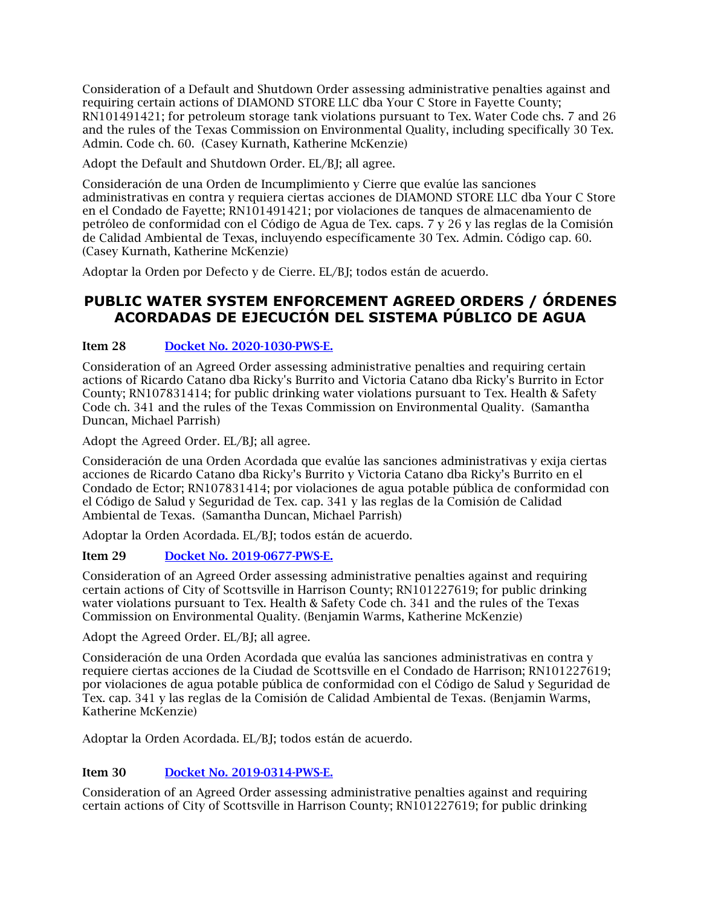Consideration of a Default and Shutdown Order assessing administrative penalties against and requiring certain actions of DIAMOND STORE LLC dba Your C Store in Fayette County; RN101491421; for petroleum storage tank violations pursuant to Tex. Water Code chs. 7 and 26 and the rules of the Texas Commission on Environmental Quality, including specifically 30 Tex. Admin. Code ch. 60. (Casey Kurnath, Katherine McKenzie)

Adopt the Default and Shutdown Order. EL/BJ; all agree.

Consideración de una Orden de Incumplimiento y Cierre que evalúe las sanciones administrativas en contra y requiera ciertas acciones de DIAMOND STORE LLC dba Your C Store en el Condado de Fayette; RN101491421; por violaciones de tanques de almacenamiento de petróleo de conformidad con el Código de Agua de Tex. caps. 7 y 26 y las reglas de la Comisión de Calidad Ambiental de Texas, incluyendo específicamente 30 Tex. Admin. Código cap. 60. (Casey Kurnath, Katherine McKenzie)

Adoptar la Orden por Defecto y de Cierre. EL/BJ; todos están de acuerdo.

## PUBLIC WATER SYSTEM ENFORCEMENT AGREED ORDERS / ÓRDENES ACORDADAS DE EJECUCIÓN DEL SISTEMA PÚBLICO DE AGUA

**Item 28** [Docket No. 2020-1030-PWS-E.]

Consideration of an Agreed Order assessing administrative penalties and requiring certain actions of Ricardo Catano dba Ricky's Burrito and Victoria Catano dba Ricky's Burrito in Ector County; RN107831414; for public drinking water violations pursuant to Tex. Health & Safety Code ch. 341 and the rules of the Texas Commission on Environmental Quality. (Samantha Duncan, Michael Parrish)

Adopt the Agreed Order. EL/BJ; all agree.

Consideración de una Orden Acordada que evalúe las sanciones administrativas y exija ciertas acciones de Ricardo Catano dba Ricky's Burrito y Victoria Catano dba Ricky's Burrito en el Condado de Ector; RN107831414; por violaciones de agua potable pública de conformidad con el Código de Salud y Seguridad de Tex. cap. 341 y las reglas de la Comisión de Calidad Ambiental de Texas. (Samantha Duncan, Michael Parrish)

Adoptar la Orden Acordada. EL/BJ; todos están de acuerdo.

**Item 29** [Docket No. 2019-0677-PWS-E.]

Consideration of an Agreed Order assessing administrative penalties against and requiring certain actions of City of Scottsville in Harrison County; RN101227619; for public drinking water violations pursuant to Tex. Health & Safety Code ch. 341 and the rules of the Texas Commission on Environmental Quality. (Benjamin Warms, Katherine McKenzie)

Adopt the Agreed Order. EL/BJ; all agree.

Consideración de una Orden Acordada que evalúa las sanciones administrativas en contra y requiere ciertas acciones de la Ciudad de Scottsville en el Condado de Harrison; RN101227619; por violaciones de agua potable pública de conformidad con el Código de Salud y Seguridad de Tex. cap. 341 y las reglas de la Comisión de Calidad Ambiental de Texas. (Benjamin Warms, Katherine McKenzie)

Adoptar la Orden Acordada. EL/BJ; todos están de acuerdo.

**Item 30** [Docket No. 2019-0314-PWS-E.]

Consideration of an Agreed Order assessing administrative penalties against and requiring certain actions of City of Scottsville in Harrison County; RN101227619; for public drinking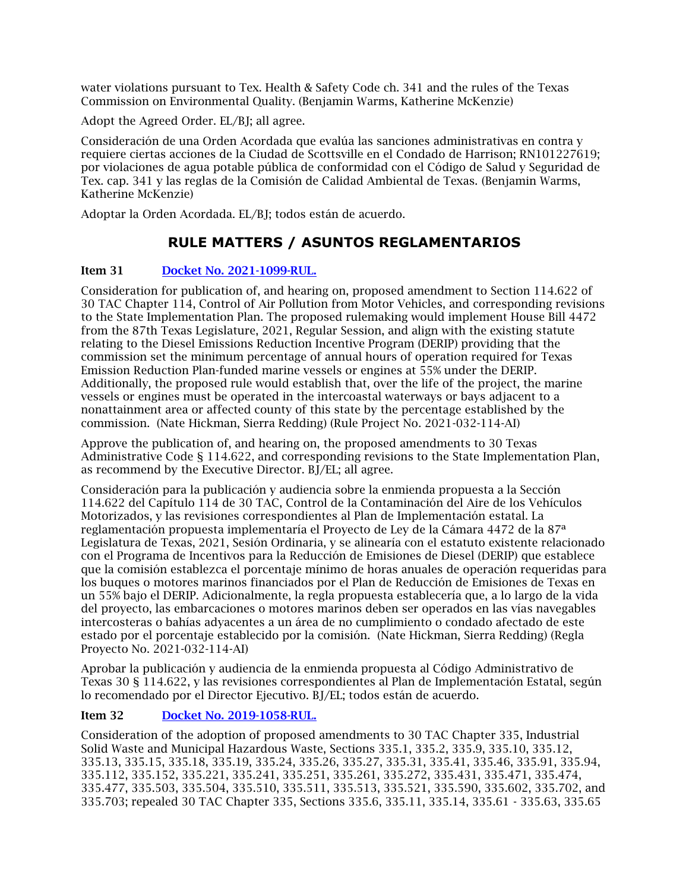water violations pursuant to Tex. Health & Safety Code ch. 341 and the rules of the Texas Commission on Environmental Quality. (Benjamin Warms, Katherine McKenzie)

Adopt the Agreed Order. EL/BJ; all agree.

Consideración de una Orden Acordada que evalúa las sanciones administrativas en contra y requiere ciertas acciones de la Ciudad de Scottsville en el Condado de Harrison; RN101227619; por violaciones de agua potable pública de conformidad con el Código de Salud y Seguridad de Tex. cap. 341 y las reglas de la Comisión de Calidad Ambiental de Texas. (Benjamin Warms, Katherine McKenzie)

Adoptar la Orden Acordada. EL/BJ; todos están de acuerdo.

## RULE MATTERS / ASUNTOS REGLAMENTARIOS

**Item 31** [Docket No. 2021-1099-RUL.]

Consideration for publication of, and hearing on, proposed amendment to Section 114.622 of 30 TAC Chapter 114, Control of Air Pollution from Motor Vehicles, and corresponding revisions to the State Implementation Plan. The proposed rulemaking would implement House Bill 4472 from the 87th Texas Legislature, 2021, Regular Session, and align with the existing statute relating to the Diesel Emissions Reduction Incentive Program (DERIP) providing that the commission set the minimum percentage of annual hours of operation required for Texas Emission Reduction Plan-funded marine vessels or engines at 55% under the DERIP. Additionally, the proposed rule would establish that, over the life of the project, the marine vessels or engines must be operated in the intercoastal waterways or bays adjacent to a nonattainment area or affected county of this state by the percentage established by the commission. (Nate Hickman, Sierra Redding) (Rule Project No. 2021-032-114-AI)

Approve the publication of, and hearing on, the proposed amendments to 30 Texas Administrative Code § 114.622, and corresponding revisions to the State Implementation Plan, as recommend by the Executive Director. BJ/EL; all agree.

Consideración para la publicación y audiencia sobre la enmienda propuesta a la Sección 114.622 del Capítulo 114 de 30 TAC, Control de la Contaminación del Aire de los Vehículos Motorizados, y las revisiones correspondientes al Plan de Implementación estatal. La reglamentación propuesta implementaría el Proyecto de Ley de la Cámara 4472 de la 87ª Legislatura de Texas, 2021, Sesión Ordinaria, y se alinearía con el estatuto existente relacionado con el Programa de Incentivos para la Reducción de Emisiones de Diesel (DERIP) que establece que la comisión establezca el porcentaje mínimo de horas anuales de operación requeridas para los buques o motores marinos financiados por el Plan de Reducción de Emisiones de Texas en un 55% bajo el DERIP. Adicionalmente, la regla propuesta establecería que, a lo largo de la vida del proyecto, las embarcaciones o motores marinos deben ser operados en las vías navegables intercosteras o bahías adyacentes a un área de no cumplimiento o condado afectado de este estado por el porcentaje establecido por la comisión. (Nate Hickman, Sierra Redding) (Regla Proyecto No. 2021-032-114-AI)

Aprobar la publicación y audiencia de la enmienda propuesta al Código Administrativo de Texas 30 § 114.622, y las revisiones correspondientes al Plan de Implementación Estatal, según lo recomendado por el Director Ejecutivo. BJ/EL; todos están de acuerdo.

**Item 32** [Docket No. 2019-1058-RUL.]

Consideration of the adoption of proposed amendments to 30 TAC Chapter 335, Industrial Solid Waste and Municipal Hazardous Waste, Sections 335.1, 335.2, 335.9, 335.10, 335.12, 335.13, 335.15, 335.18, 335.19, 335.24, 335.26, 335.27, 335.31, 335.41, 335.46, 335.91, 335.94, 335.112, 335.152, 335.221, 335.241, 335.251, 335.261, 335.272, 335.431, 335.471, 335.474, 335.477, 335.503, 335.504, 335.510, 335.511, 335.513, 335.521, 335.590, 335.602, 335.702, and 335.703; repealed 30 TAC Chapter 335, Sections 335.6, 335.11, 335.14, 335.61 - 335.63, 335.65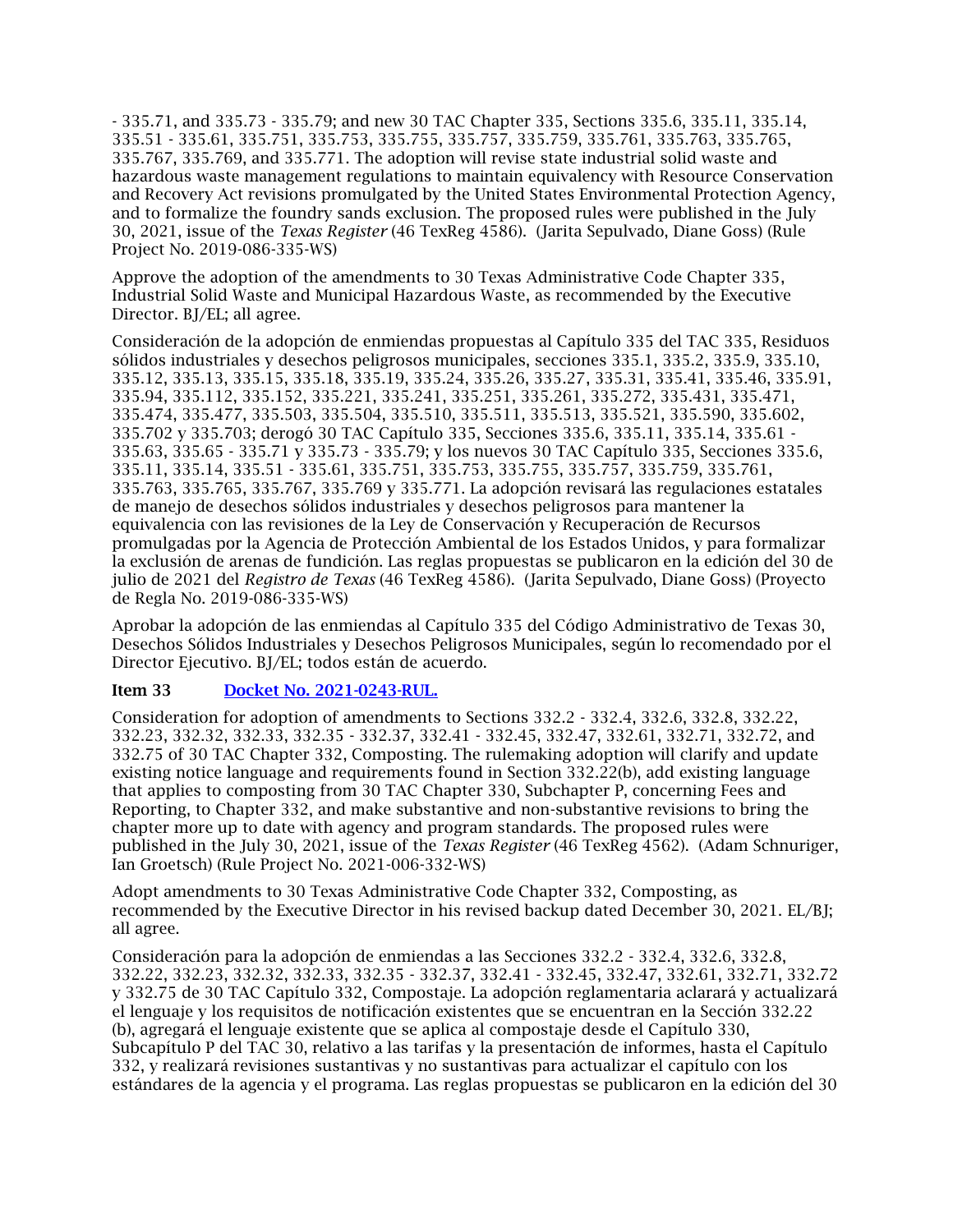- 335.71, and 335.73 - 335.79; and new 30 TAC Chapter 335, Sections 335.6, 335.11, 335.14, 335.51 - 335.61, 335.751, 335.753, 335.755, 335.757, 335.759, 335.761, 335.763, 335.765, 335.767, 335.769, and 335.771. The adoption will revise state industrial solid waste and hazardous waste management regulations to maintain equivalency with Resource Conservation and Recovery Act revisions promulgated by the United States Environmental Protection Agency, and to formalize the foundry sands exclusion. The proposed rules were published in the July 30, 2021, issue of the *Texas Register* (46 TexReg 4586). (Jarita Sepulvado, Diane Goss) (Rule Project No. 2019-086-335-WS)

Approve the adoption of the amendments to 30 Texas Administrative Code Chapter 335, Industrial Solid Waste and Municipal Hazardous Waste, as recommended by the Executive Director. BJ/EL; all agree.

Consideración de la adopción de enmiendas propuestas al Capítulo 335 del TAC 335, Residuos sólidos industriales y desechos peligrosos municipales, secciones 335.1, 335.2, 335.9, 335.10, 335.12, 335.13, 335.15, 335.18, 335.19, 335.24, 335.26, 335.27, 335.31, 335.41, 335.46, 335.91, 335.94, 335.112, 335.152, 335.221, 335.241, 335.251, 335.261, 335.272, 335.431, 335.471, 335.474, 335.477, 335.503, 335.504, 335.510, 335.511, 335.513, 335.521, 335.590, 335.602, 335.702 y 335.703; derogó 30 TAC Capítulo 335, Secciones 335.6, 335.11, 335.14, 335.61 - 335.63, 335.65 - 335.71 y 335.73 - 335.79; y los nuevos 30 TAC Capítulo 335, Secciones 335.6, 335.11, 335.14, 335.51 - 335.61, 335.751, 335.753, 335.755, 335.757, 335.759, 335.761, 335.763, 335.765, 335.767, 335.769 y 335.771. La adopción revisará las regulaciones estatales de manejo de desechos sólidos industriales y desechos peligrosos para mantener la equivalencia con las revisiones de la Ley de Conservación y Recuperación de Recursos promulgadas por la Agencia de Protección Ambiental de los Estados Unidos, y para formalizar la exclusión de arenas de fundición. Las reglas propuestas se publicaron en la edición del 30 de julio de 2021 del *Registro de Texas* (46 TexReg 4586). (Jarita Sepulvado, Diane Goss) (Proyecto de Regla No. 2019-086-335-WS)

Aprobar la adopción de las enmiendas al Capítulo 335 del Código Administrativo de Texas 30, Desechos Sólidos Industriales y Desechos Peligrosos Municipales, según lo recomendado por el Director Ejecutivo. BJ/EL; todos están de acuerdo.

**Item 33** Docket No. 2021-0243-RUL.

Consideration for adoption of amendments to Sections 332.2 - 332.4, 332.6, 332.8, 332.22, 332.23, 332.32, 332.33, 332.35 - 332.37, 332.41 - 332.45, 332.47, 332.61, 332.71, 332.72, and 332.75 of 30 TAC Chapter 332, Composting. The rulemaking adoption will clarify and update existing notice language and requirements found in Section 332.22(b), add existing language that applies to composting from 30 TAC Chapter 330, Subchapter P, concerning Fees and Reporting, to Chapter 332, and make substantive and non-substantive revisions to bring the chapter more up to date with agency and program standards. The proposed rules were published in the July 30, 2021, issue of the *Texas Register* (46 TexReg 4562). (Adam Schnuriger, Ian Groetsch) (Rule Project No. 2021-006-332-WS)

Adopt amendments to 30 Texas Administrative Code Chapter 332, Composting, as recommended by the Executive Director in his revised backup dated December 30, 2021. EL/BJ; all agree.

Consideración para la adopción de enmiendas a las Secciones 332.2 - 332.4, 332.6, 332.8, 332.22, 332.23, 332.32, 332.33, 332.35 - 332.37, 332.41 - 332.45, 332.47, 332.61, 332.71, 332.72 y 332.75 de 30 TAC Capítulo 332, Compostaje. La adopción reglamentaria aclarará y actualizará el lenguaje y los requisitos de notificación existentes que se encuentran en la Sección 332.22 (b), agregará el lenguaje existente que se aplica al compostaje desde el Capítulo 330, Subcapítulo P del TAC 30, relativo a las tarifas y la presentación de informes, hasta el Capítulo 332, y realizará revisiones sustantivas y no sustantivas para actualizar el capítulo con los estándares de la agencia y el programa. Las reglas propuestas se publicaron en la edición del 30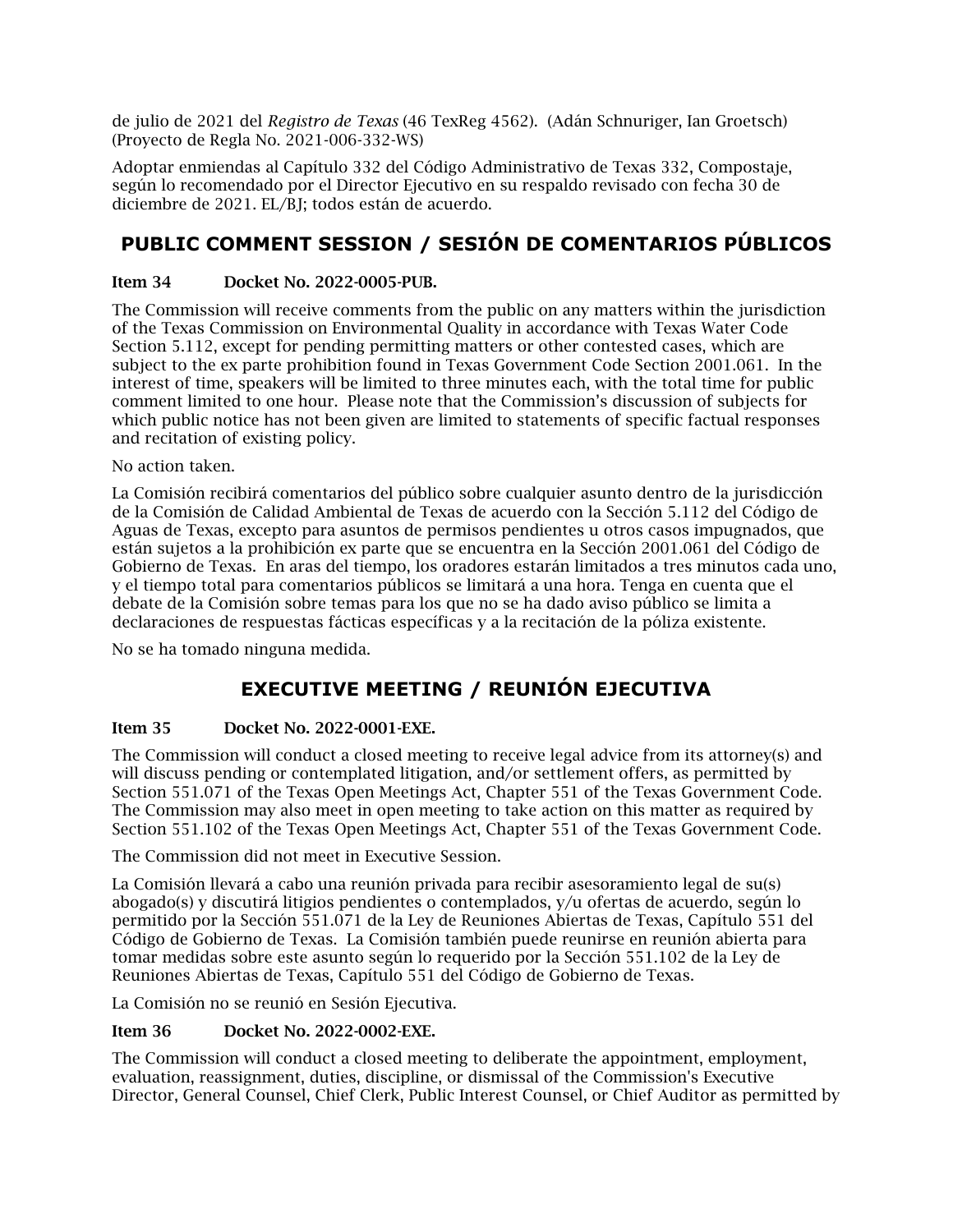de julio de 2021 del *Registro de Texas* (46 TexReg 4562). (Adán Schnuriger, Ian Groetsch) (Proyecto de Regla No. 2021-006-332-WS)

Adoptar enmiendas al Capítulo 332 del Código Administrativo de Texas 332, Compostaje, según lo recomendado por el Director Ejecutivo en su respaldo revisado con fecha 30 de diciembre de 2021. EL/BJ; todos están de acuerdo.

## PUBLIC COMMENT SESSION / SESIÓN DE COMENTARIOS PÚBLICOS

**Item 34 Docket No. 2022-0005-PUB.**

The Commission will receive comments from the public on any matters within the jurisdiction of the Texas Commission on Environmental Quality in accordance with Texas Water Code Section 5.112, except for pending permitting matters or other contested cases, which are subject to the ex parte prohibition found in Texas Government Code Section 2001.061. In the interest of time, speakers will be limited to three minutes each, with the total time for public comment limited to one hour. Please note that the Commission's discussion of subjects for which public notice has not been given are limited to statements of specific factual responses and recitation of existing policy.

No action taken.

La Comisión recibirá comentarios del público sobre cualquier asunto dentro de la jurisdicción de la Comisión de Calidad Ambiental de Texas de acuerdo con la Sección 5.112 del Código de Aguas de Texas, excepto para asuntos de permisos pendientes u otros casos impugnados, que están sujetos a la prohibición ex parte que se encuentra en la Sección 2001.061 del Código de Gobierno de Texas. En aras del tiempo, los oradores estarán limitados a tres minutos cada uno, y el tiempo total para comentarios públicos se limitará a una hora. Tenga en cuenta que el debate de la Comisión sobre temas para los que no se ha dado aviso público se limita a declaraciones de respuestas fácticas específicas y a la recitación de la póliza existente.

No se ha tomado ninguna medida.

## EXECUTIVE MEETING / REUNIÓN EJECUTIVA

**Item 35 Docket No. 2022-0001-EXE.**

The Commission will conduct a closed meeting to receive legal advice from its attorney(s) and will discuss pending or contemplated litigation, and/or settlement offers, as permitted by Section 551.071 of the Texas Open Meetings Act, Chapter 551 of the Texas Government Code. The Commission may also meet in open meeting to take action on this matter as required by Section 551.102 of the Texas Open Meetings Act, Chapter 551 of the Texas Government Code.

The Commission did not meet in Executive Session.

La Comisión llevará a cabo una reunión privada para recibir asesoramiento legal de su(s) abogado(s) y discutirá litigios pendientes o contemplados, y/u ofertas de acuerdo, según lo permitido por la Sección 551.071 de la Ley de Reuniones Abiertas de Texas, Capítulo 551 del Código de Gobierno de Texas. La Comisión también puede reunirse en reunión abierta para tomar medidas sobre este asunto según lo requerido por la Sección 551.102 de la Ley de Reuniones Abiertas de Texas, Capítulo 551 del Código de Gobierno de Texas.

La Comisión no se reunió en Sesión Ejecutiva.

**Item 36 Docket No. 2022-0002-EXE.**

The Commission will conduct a closed meeting to deliberate the appointment, employment, evaluation, reassignment, duties, discipline, or dismissal of the Commission's Executive Director, General Counsel, Chief Clerk, Public Interest Counsel, or Chief Auditor as permitted by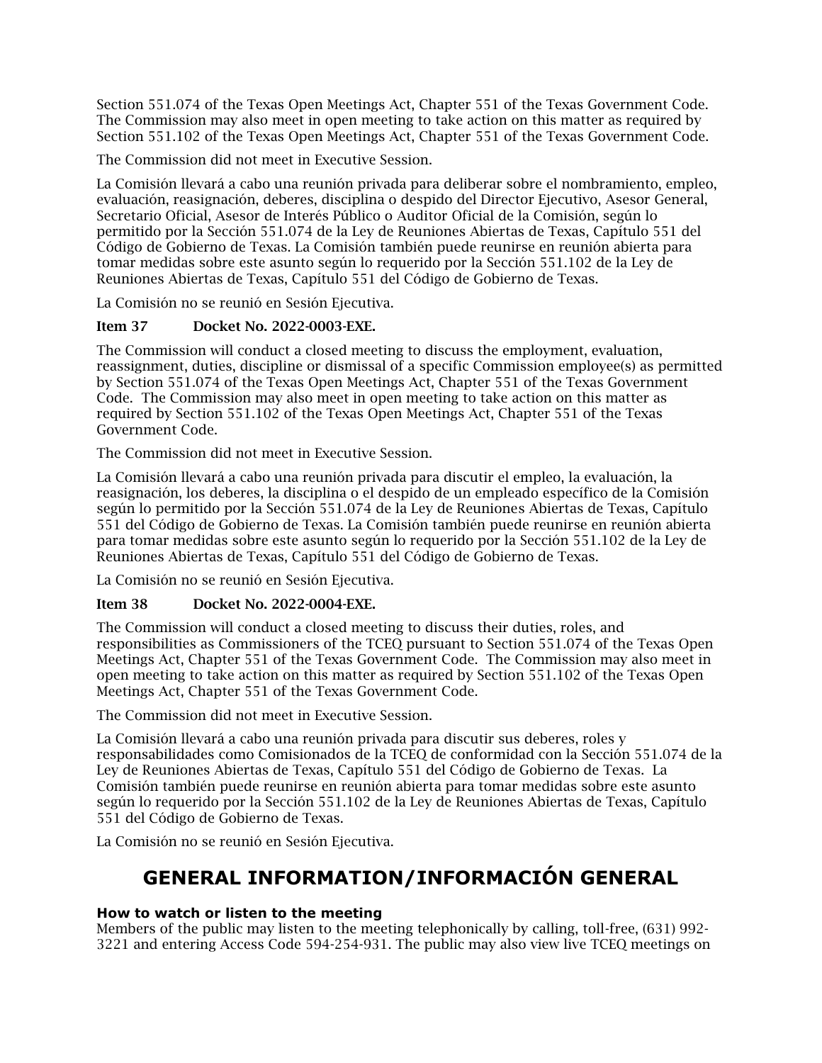Section 551.074 of the Texas Open Meetings Act, Chapter 551 of the Texas Government Code. The Commission may also meet in open meeting to take action on this matter as required by Section 551.102 of the Texas Open Meetings Act, Chapter 551 of the Texas Government Code.

The Commission did not meet in Executive Session.

La Comisión llevará a cabo una reunión privada para deliberar sobre el nombramiento, empleo, evaluación, reasignación, deberes, disciplina o despido del Director Ejecutivo, Asesor General, Secretario Oficial, Asesor de Interés Público o Auditor Oficial de la Comisión, según lo permitido por la Sección 551.074 de la Ley de Reuniones Abiertas de Texas, Capítulo 551 del Código de Gobierno de Texas. La Comisión también puede reunirse en reunión abierta para tomar medidas sobre este asunto según lo requerido por la Sección 551.102 de la Ley de Reuniones Abiertas de Texas, Capítulo 551 del Código de Gobierno de Texas.

La Comisión no se reunió en Sesión Ejecutiva.

**Item 37 Docket No. 2022-0003-EXE.**

The Commission will conduct a closed meeting to discuss the employment, evaluation, reassignment, duties, discipline or dismissal of a specific Commission employee(s) as permitted by Section 551.074 of the Texas Open Meetings Act, Chapter 551 of the Texas Government Code. The Commission may also meet in open meeting to take action on this matter as required by Section 551.102 of the Texas Open Meetings Act, Chapter 551 of the Texas Government Code.

The Commission did not meet in Executive Session.

La Comisión llevará a cabo una reunión privada para discutir el empleo, la evaluación, la reasignación, los deberes, la disciplina o el despido de un empleado específico de la Comisión según lo permitido por la Sección 551.074 de la Ley de Reuniones Abiertas de Texas, Capítulo 551 del Código de Gobierno de Texas. La Comisión también puede reunirse en reunión abierta para tomar medidas sobre este asunto según lo requerido por la Sección 551.102 de la Ley de Reuniones Abiertas de Texas, Capítulo 551 del Código de Gobierno de Texas.

La Comisión no se reunió en Sesión Ejecutiva.

**Item 38 Docket No. 2022-0004-EXE.**

The Commission will conduct a closed meeting to discuss their duties, roles, and responsibilities as Commissioners of the TCEQ pursuant to Section 551.074 of the Texas Open Meetings Act, Chapter 551 of the Texas Government Code. The Commission may also meet in open meeting to take action on this matter as required by Section 551.102 of the Texas Open Meetings Act, Chapter 551 of the Texas Government Code.

The Commission did not meet in Executive Session.

La Comisión llevará a cabo una reunión privada para discutir sus deberes, roles y responsabilidades como Comisionados de la TCEQ de conformidad con la Sección 551.074 de la Ley de Reuniones Abiertas de Texas, Capítulo 551 del Código de Gobierno de Texas. La Comisión también puede reunirse en reunión abierta para tomar medidas sobre este asunto según lo requerido por la Sección 551.102 de la Ley de Reuniones Abiertas de Texas, Capítulo 551 del Código de Gobierno de Texas.

La Comisión no se reunió en Sesión Ejecutiva.

# GENERAL INFORMATION/INFORMACIÓN GENERAL

**How to watch or listen to the meeting**

Members of the public may listen to the meeting telephonically by calling, toll-free, (631) 992-3221 and entering Access Code 594-254-931. The public may also view live TCEQ meetings on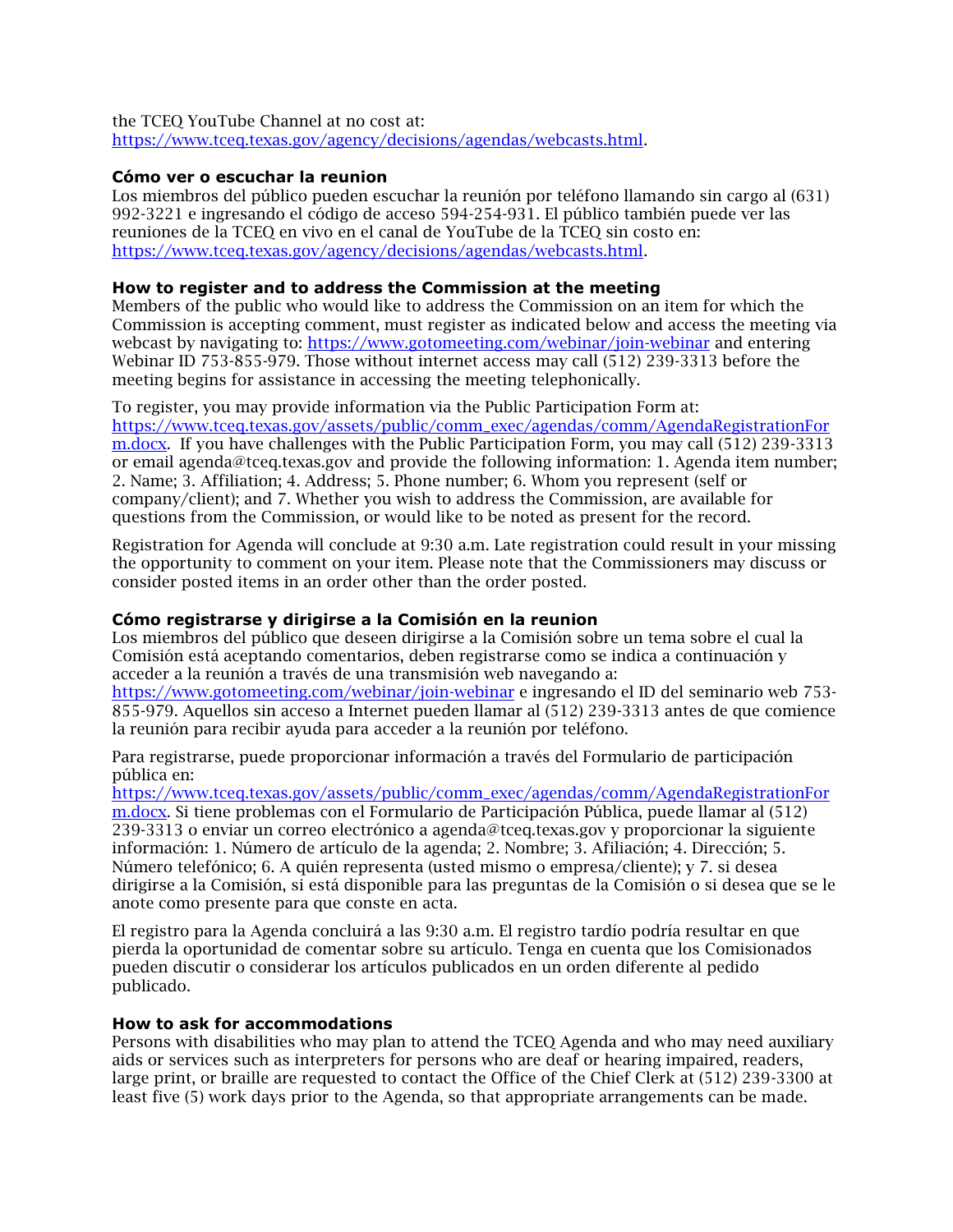the TCEQ YouTube Channel at no cost at: https://www.tceq.texas.gov/agency/decisions/agendas/webcasts.html.

**Cómo ver o escuchar la reunion**

Los miembros del público pueden escuchar la reunión por teléfono llamando sin cargo al (631) 992-3221 e ingresando el código de acceso 594-254-931. El público también puede ver las reuniones de la TCEQ en vivo en el canal de YouTube de la TCEQ sin costo en: https://www.tceq.texas.gov/agency/decisions/agendas/webcasts.html.

**How to register and to address the Commission at the meeting**

Members of the public who would like to address the Commission on an item for which the Commission is accepting comment, must register as indicated below and access the meeting via webcast by navigating to: https://www.gotomeeting.com/webinar/join-webinar and entering Webinar ID 753-855-979. Those without internet access may call (512) 239-3313 before the meeting begins for assistance in accessing the meeting telephonically.

To register, you may provide information via the Public Participation Form at: https://www.tceq.texas.gov/assets/public/comm_exec/agendas/comm/AgendaRegistrationForm.docx. If you have challenges with the Public Participation Form, you may call (512) 239-3313 or email agenda@tceq.texas.gov and provide the following information: 1. Agenda item number; 2. Name; 3. Affiliation; 4. Address; 5. Phone number; 6. Whom you represent (self or company/client); and 7. Whether you wish to address the Commission, are available for questions from the Commission, or would like to be noted as present for the record.

Registration for Agenda will conclude at 9:30 a.m. Late registration could result in your missing the opportunity to comment on your item. Please note that the Commissioners may discuss or consider posted items in an order other than the order posted.

**Cómo registrarse y dirigirse a la Comisión en la reunion**

Los miembros del público que deseen dirigirse a la Comisión sobre un tema sobre el cual la Comisión está aceptando comentarios, deben registrarse como se indica a continuación y acceder a la reunión a través de una transmisión web navegando a: https://www.gotomeeting.com/webinar/join-webinar e ingresando el ID del seminario web 753-855-979. Aquellos sin acceso a Internet pueden llamar al (512) 239-3313 antes de que comience la reunión para recibir ayuda para acceder a la reunión por teléfono.

Para registrarse, puede proporcionar información a través del Formulario de participación pública en: https://www.tceq.texas.gov/assets/public/comm_exec/agendas/comm/AgendaRegistrationForm.docx. Si tiene problemas con el Formulario de Participación Pública, puede llamar al (512) 239-3313 o enviar un correo electrónico a agenda@tceq.texas.gov y proporcionar la siguiente información: 1. Número de artículo de la agenda; 2. Nombre; 3. Afiliación; 4. Dirección; 5. Número telefónico; 6. A quién representa (usted mismo o empresa/cliente); y 7. si desea dirigirse a la Comisión, si está disponible para las preguntas de la Comisión o si desea que se le anote como presente para que conste en acta.

El registro para la Agenda concluirá a las 9:30 a.m. El registro tardío podría resultar en que pierda la oportunidad de comentar sobre su artículo. Tenga en cuenta que los Comisionados pueden discutir o considerar los artículos publicados en un orden diferente al pedido publicado.

**How to ask for accommodations**

Persons with disabilities who may plan to attend the TCEQ Agenda and who may need auxiliary aids or services such as interpreters for persons who are deaf or hearing impaired, readers, large print, or braille are requested to contact the Office of the Chief Clerk at (512) 239-3300 at least five (5) work days prior to the Agenda, so that appropriate arrangements can be made.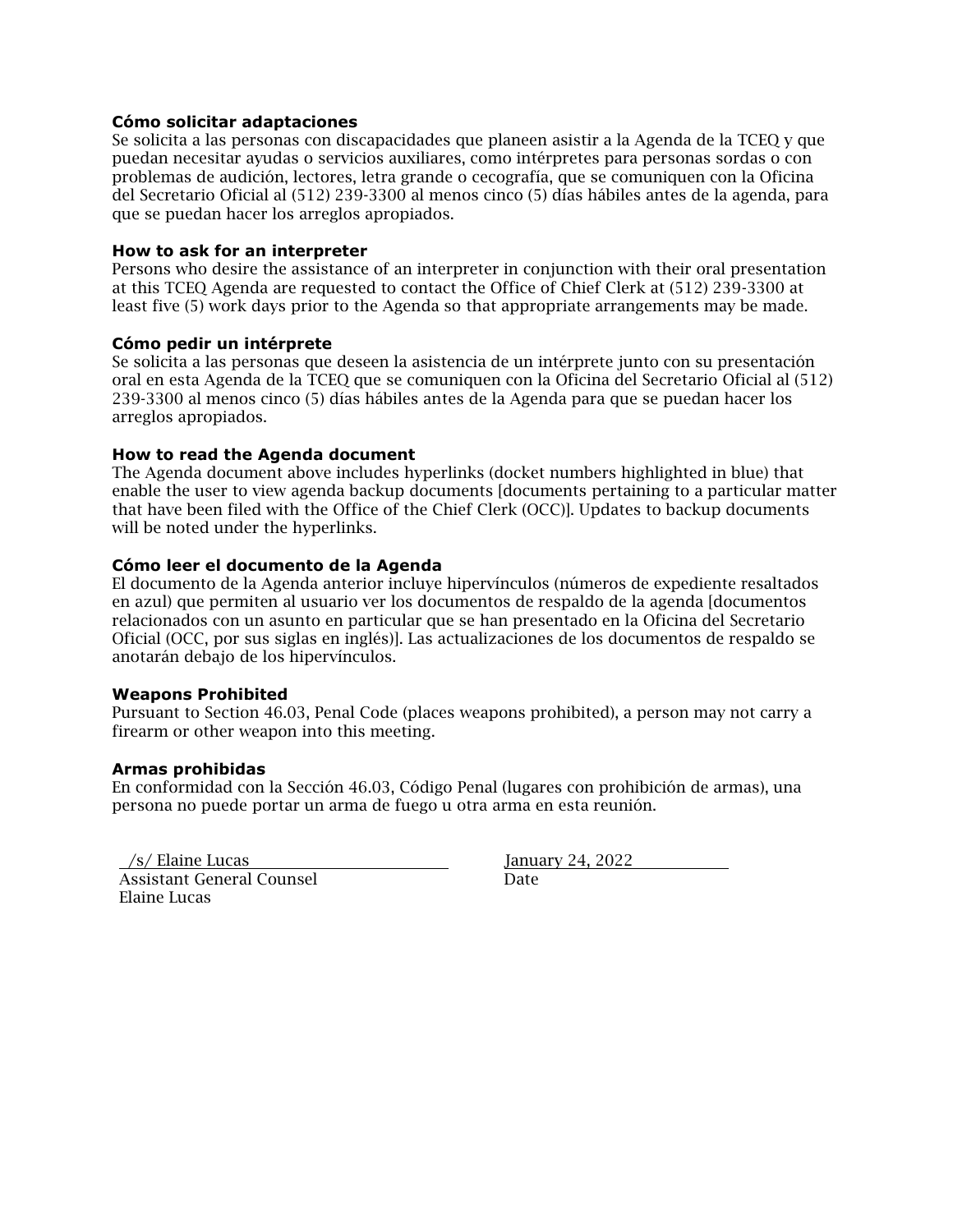**Cómo solicitar adaptaciones**
Se solicita a las personas con discapacidades que planeen asistir a la Agenda de la TCEQ y que puedan necesitar ayudas o servicios auxiliares, como intérpretes para personas sordas o con problemas de audición, lectores, letra grande o cecografía, que se comuniquen con la Oficina del Secretario Oficial al (512) 239-3300 al menos cinco (5) días hábiles antes de la agenda, para que se puedan hacer los arreglos apropiados.

**How to ask for an interpreter**
Persons who desire the assistance of an interpreter in conjunction with their oral presentation at this TCEQ Agenda are requested to contact the Office of Chief Clerk at (512) 239-3300 at least five (5) work days prior to the Agenda so that appropriate arrangements may be made.

**Cómo pedir un intérprete**
Se solicita a las personas que deseen la asistencia de un intérprete junto con su presentación oral en esta Agenda de la TCEQ que se comuniquen con la Oficina del Secretario Oficial al (512) 239-3300 al menos cinco (5) días hábiles antes de la Agenda para que se puedan hacer los arreglos apropiados.

**How to read the Agenda document**
The Agenda document above includes hyperlinks (docket numbers highlighted in blue) that enable the user to view agenda backup documents [documents pertaining to a particular matter that have been filed with the Office of the Chief Clerk (OCC)]. Updates to backup documents will be noted under the hyperlinks.

**Cómo leer el documento de la Agenda**
El documento de la Agenda anterior incluye hipervínculos (números de expediente resaltados en azul) que permiten al usuario ver los documentos de respaldo de la agenda [documentos relacionados con un asunto en particular que se han presentado en la Oficina del Secretario Oficial (OCC, por sus siglas en inglés)]. Las actualizaciones de los documentos de respaldo se anotarán debajo de los hipervínculos.

**Weapons Prohibited**
Pursuant to Section 46.03, Penal Code (places weapons prohibited), a person may not carry a firearm or other weapon into this meeting.

**Armas prohibidas**
En conformidad con la Sección 46.03, Código Penal (lugares con prohibición de armas), una persona no puede portar un arma de fuego u otra arma en esta reunión.

/s/ Elaine Lucas
Assistant General Counsel
Elaine Lucas

January 24, 2022
Date